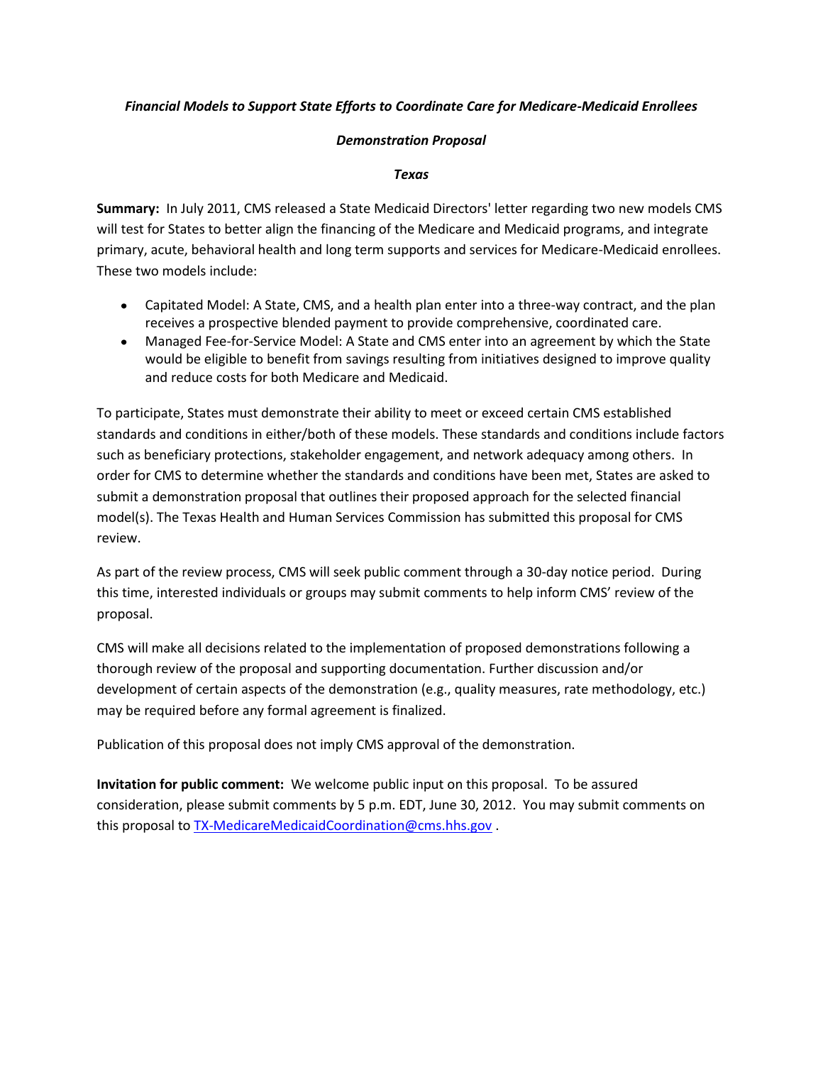***Financial Models to Support State Efforts to Coordinate Care for Medicare-Medicaid Enrollees***

***Demonstration Proposal***

***Texas***

**Summary:** In July 2011, CMS released a State Medicaid Directors' letter regarding two new models CMS will test for States to better align the financing of the Medicare and Medicaid programs, and integrate primary, acute, behavioral health and long term supports and services for Medicare-Medicaid enrollees. These two models include:

- Capitated Model: A State, CMS, and a health plan enter into a three-way contract, and the plan receives a prospective blended payment to provide comprehensive, coordinated care.
- Managed Fee-for-Service Model: A State and CMS enter into an agreement by which the State would be eligible to benefit from savings resulting from initiatives designed to improve quality and reduce costs for both Medicare and Medicaid.

To participate, States must demonstrate their ability to meet or exceed certain CMS established standards and conditions in either/both of these models. These standards and conditions include factors such as beneficiary protections, stakeholder engagement, and network adequacy among others. In order for CMS to determine whether the standards and conditions have been met, States are asked to submit a demonstration proposal that outlines their proposed approach for the selected financial model(s). The Texas Health and Human Services Commission has submitted this proposal for CMS review.

As part of the review process, CMS will seek public comment through a 30-day notice period. During this time, interested individuals or groups may submit comments to help inform CMS' review of the proposal.

CMS will make all decisions related to the implementation of proposed demonstrations following a thorough review of the proposal and supporting documentation. Further discussion and/or development of certain aspects of the demonstration (e.g., quality measures, rate methodology, etc.) may be required before any formal agreement is finalized.

Publication of this proposal does not imply CMS approval of the demonstration.

**Invitation for public comment:** We welcome public input on this proposal. To be assured consideration, please submit comments by 5 p.m. EDT, June 30, 2012. You may submit comments on this proposal to TX-MedicareMedicaidCoordination@cms.hhs.gov .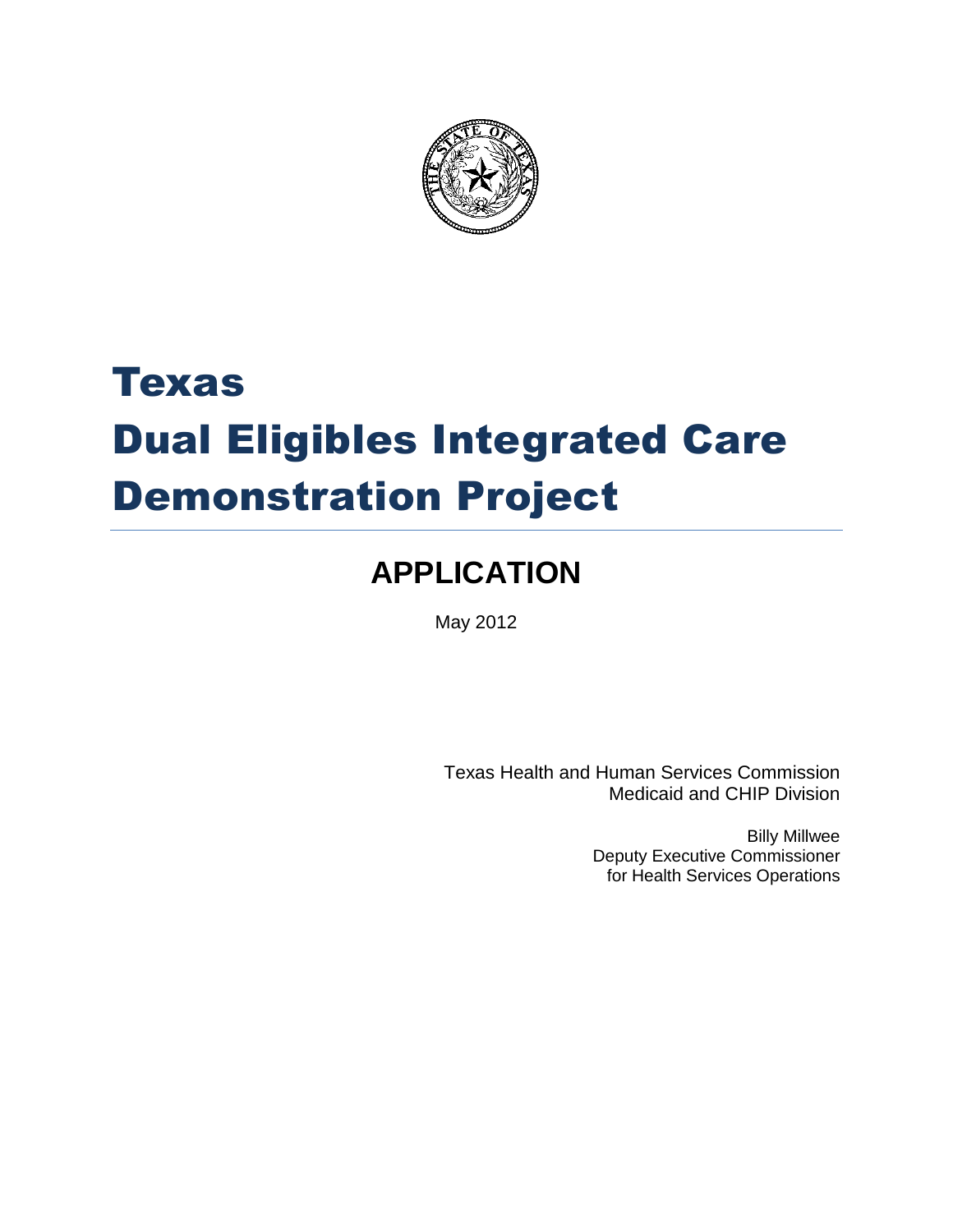# Texas
# Dual Eligibles Integrated Care Demonstration Project

---

## APPLICATION

May 2012

Texas Health and Human Services Commission
Medicaid and CHIP Division

Billy Millwee
Deputy Executive Commissioner
for Health Services Operations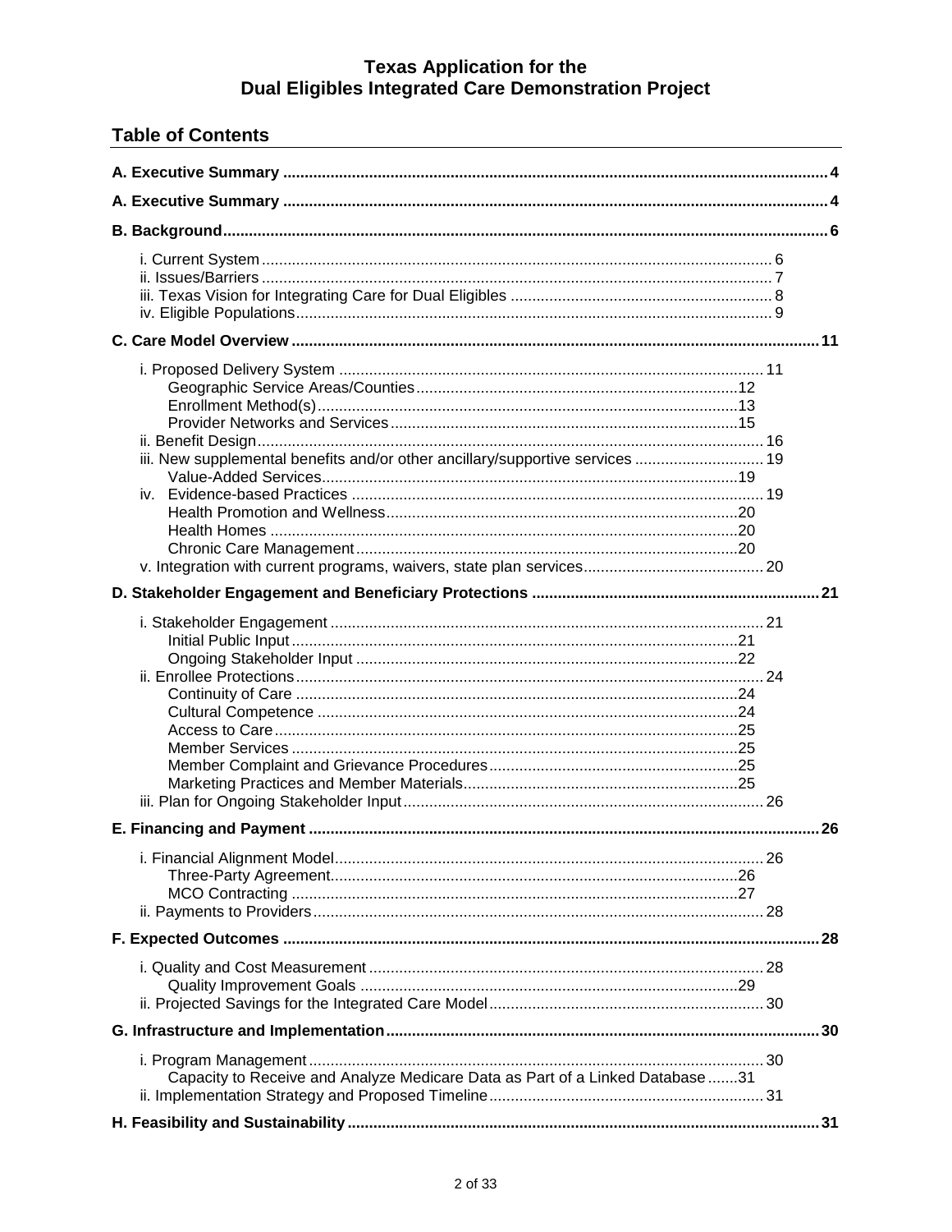# Texas Application for the Dual Eligibles Integrated Care Demonstration Project

## Table of Contents

**A. Executive Summary ............................................................ 4**

**A. Executive Summary ............................................................ 4**

**B. Background ............................................................ 6**

- i. Current System ............................................................ 6
- ii. Issues/Barriers ............................................................ 7
- iii. Texas Vision for Integrating Care for Dual Eligibles ............................................................ 8
- iv. Eligible Populations ............................................................ 9

**C. Care Model Overview ............................................................ 11**

- i. Proposed Delivery System ............................................................ 11
  - Geographic Service Areas/Counties ............................................................ 12
  - Enrollment Method(s) ............................................................ 13
  - Provider Networks and Services ............................................................ 15
- ii. Benefit Design ............................................................ 16
- iii. New supplemental benefits and/or other ancillary/supportive services ............................................................ 19
  - Value-Added Services ............................................................ 19
- iv. Evidence-based Practices ............................................................ 19
  - Health Promotion and Wellness ............................................................ 20
  - Health Homes ............................................................ 20
  - Chronic Care Management ............................................................ 20
- v. Integration with current programs, waivers, state plan services ............................................................ 20

**D. Stakeholder Engagement and Beneficiary Protections ............................................................ 21**

- i. Stakeholder Engagement ............................................................ 21
  - Initial Public Input ............................................................ 21
  - Ongoing Stakeholder Input ............................................................ 22
- ii. Enrollee Protections ............................................................ 24
  - Continuity of Care ............................................................ 24
  - Cultural Competence ............................................................ 24
  - Access to Care ............................................................ 25
  - Member Services ............................................................ 25
  - Member Complaint and Grievance Procedures ............................................................ 25
  - Marketing Practices and Member Materials ............................................................ 25
- iii. Plan for Ongoing Stakeholder Input ............................................................ 26

**E. Financing and Payment ............................................................ 26**

- i. Financial Alignment Model ............................................................ 26
  - Three-Party Agreement ............................................................ 26
  - MCO Contracting ............................................................ 27
- ii. Payments to Providers ............................................................ 28

**F. Expected Outcomes ............................................................ 28**

- i. Quality and Cost Measurement ............................................................ 28
  - Quality Improvement Goals ............................................................ 29
- ii. Projected Savings for the Integrated Care Model ............................................................ 30

**G. Infrastructure and Implementation ............................................................ 30**

- i. Program Management ............................................................ 30
  - Capacity to Receive and Analyze Medicare Data as Part of a Linked Database ............................................................ 31
- ii. Implementation Strategy and Proposed Timeline ............................................................ 31

**H. Feasibility and Sustainability ............................................................ 31**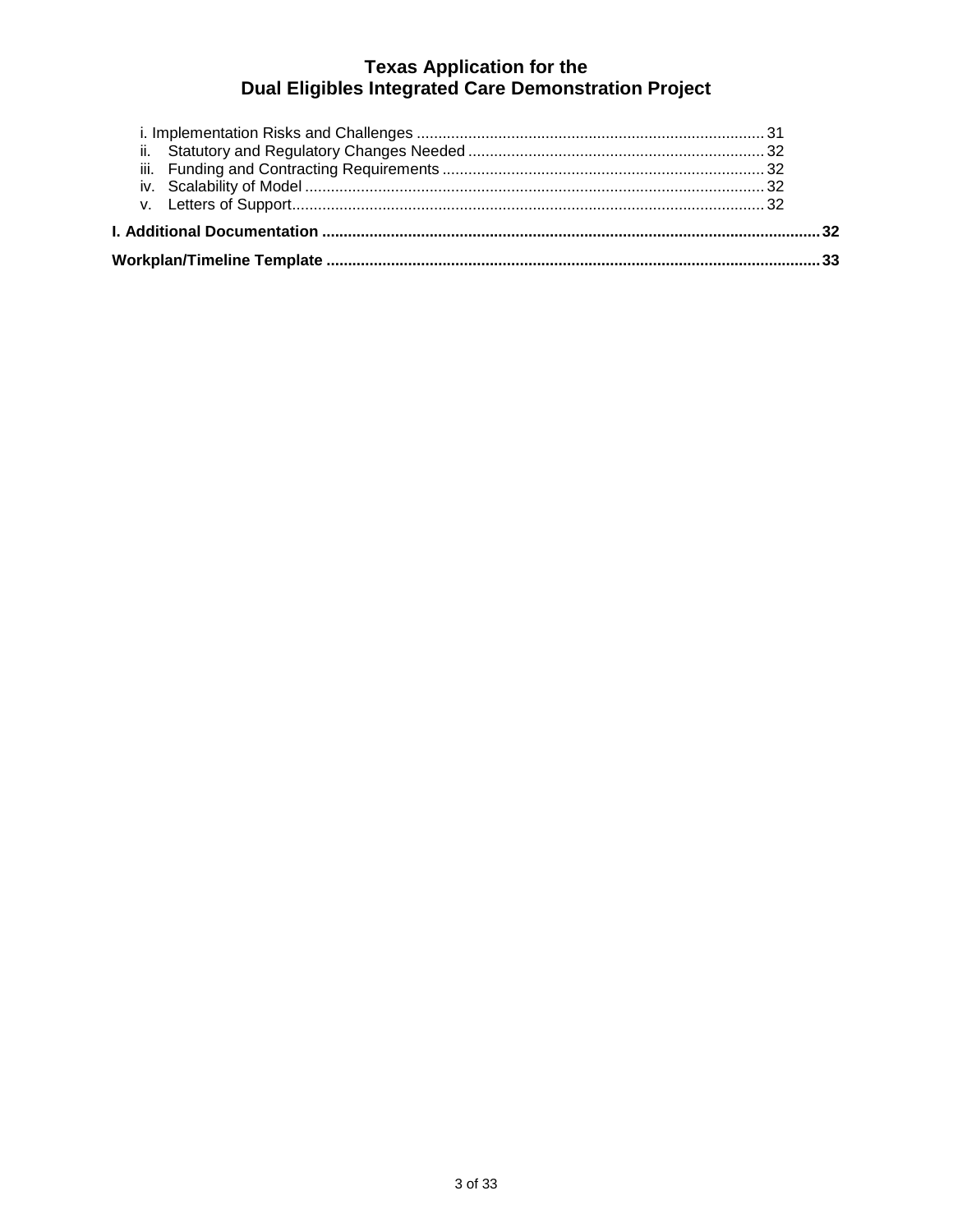i. Implementation Risks and Challenges ................................................................................ 31
ii. Statutory and Regulatory Changes Needed .................................................................... 32
iii. Funding and Contracting Requirements .......................................................................... 32
iv. Scalability of Model .......................................................................................................... 32
v. Letters of Support............................................................................................................. 32

**I. Additional Documentation ...................................................................................................... 32**

**Workplan/Timeline Template .................................................................................................... 33**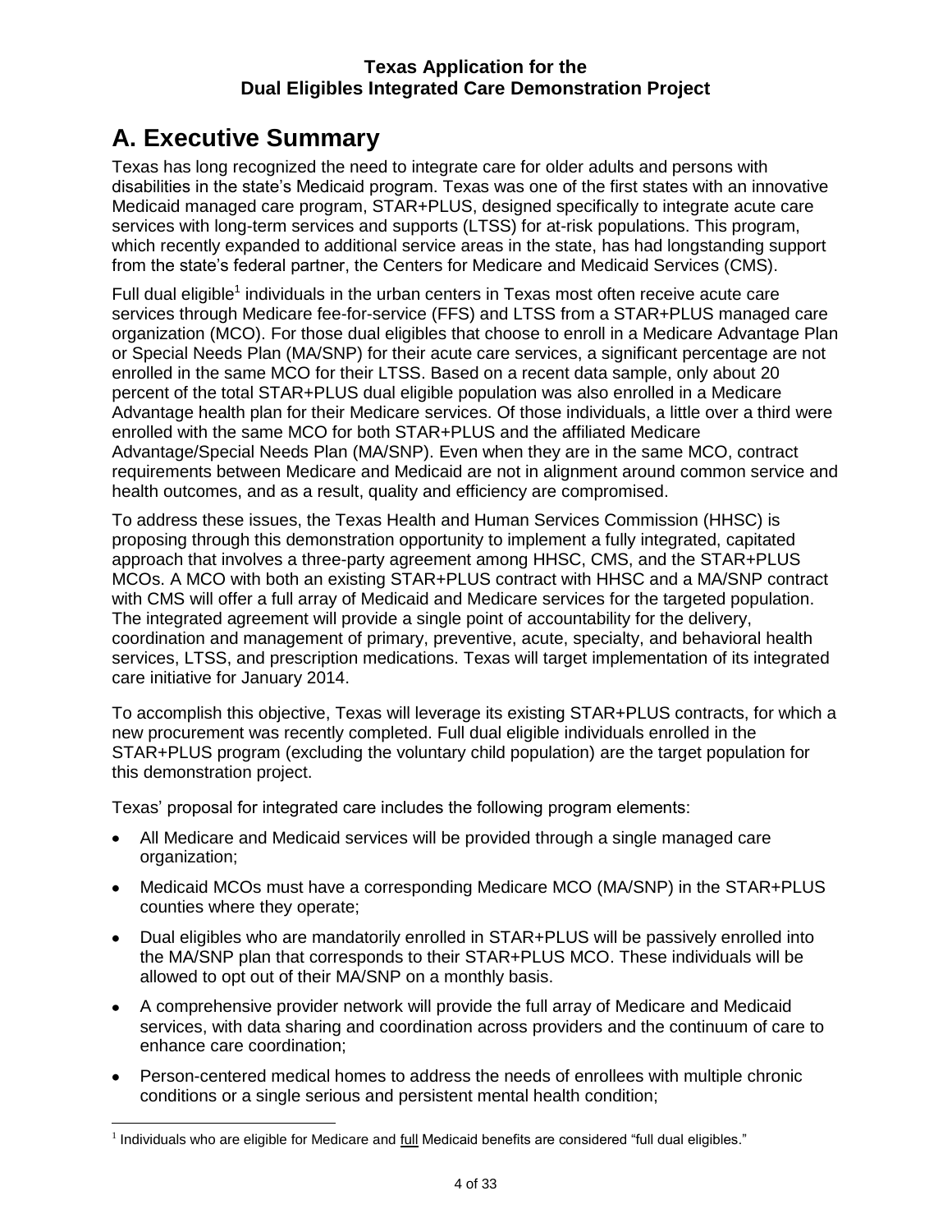# A. Executive Summary

Texas has long recognized the need to integrate care for older adults and persons with disabilities in the state's Medicaid program. Texas was one of the first states with an innovative Medicaid managed care program, STAR+PLUS, designed specifically to integrate acute care services with long-term services and supports (LTSS) for at-risk populations. This program, which recently expanded to additional service areas in the state, has had longstanding support from the state's federal partner, the Centers for Medicare and Medicaid Services (CMS).

Full dual eligible[1] individuals in the urban centers in Texas most often receive acute care services through Medicare fee-for-service (FFS) and LTSS from a STAR+PLUS managed care organization (MCO). For those dual eligibles that choose to enroll in a Medicare Advantage Plan or Special Needs Plan (MA/SNP) for their acute care services, a significant percentage are not enrolled in the same MCO for their LTSS. Based on a recent data sample, only about 20 percent of the total STAR+PLUS dual eligible population was also enrolled in a Medicare Advantage health plan for their Medicare services. Of those individuals, a little over a third were enrolled with the same MCO for both STAR+PLUS and the affiliated Medicare Advantage/Special Needs Plan (MA/SNP). Even when they are in the same MCO, contract requirements between Medicare and Medicaid are not in alignment around common service and health outcomes, and as a result, quality and efficiency are compromised.

To address these issues, the Texas Health and Human Services Commission (HHSC) is proposing through this demonstration opportunity to implement a fully integrated, capitated approach that involves a three-party agreement among HHSC, CMS, and the STAR+PLUS MCOs. A MCO with both an existing STAR+PLUS contract with HHSC and a MA/SNP contract with CMS will offer a full array of Medicaid and Medicare services for the targeted population. The integrated agreement will provide a single point of accountability for the delivery, coordination and management of primary, preventive, acute, specialty, and behavioral health services, LTSS, and prescription medications. Texas will target implementation of its integrated care initiative for January 2014.

To accomplish this objective, Texas will leverage its existing STAR+PLUS contracts, for which a new procurement was recently completed. Full dual eligible individuals enrolled in the STAR+PLUS program (excluding the voluntary child population) are the target population for this demonstration project.

Texas' proposal for integrated care includes the following program elements:

- All Medicare and Medicaid services will be provided through a single managed care organization;
- Medicaid MCOs must have a corresponding Medicare MCO (MA/SNP) in the STAR+PLUS counties where they operate;
- Dual eligibles who are mandatorily enrolled in STAR+PLUS will be passively enrolled into the MA/SNP plan that corresponds to their STAR+PLUS MCO. These individuals will be allowed to opt out of their MA/SNP on a monthly basis.
- A comprehensive provider network will provide the full array of Medicare and Medicaid services, with data sharing and coordination across providers and the continuum of care to enhance care coordination;
- Person-centered medical homes to address the needs of enrollees with multiple chronic conditions or a single serious and persistent mental health condition;

[1] Individuals who are eligible for Medicare and full Medicaid benefits are considered "full dual eligibles."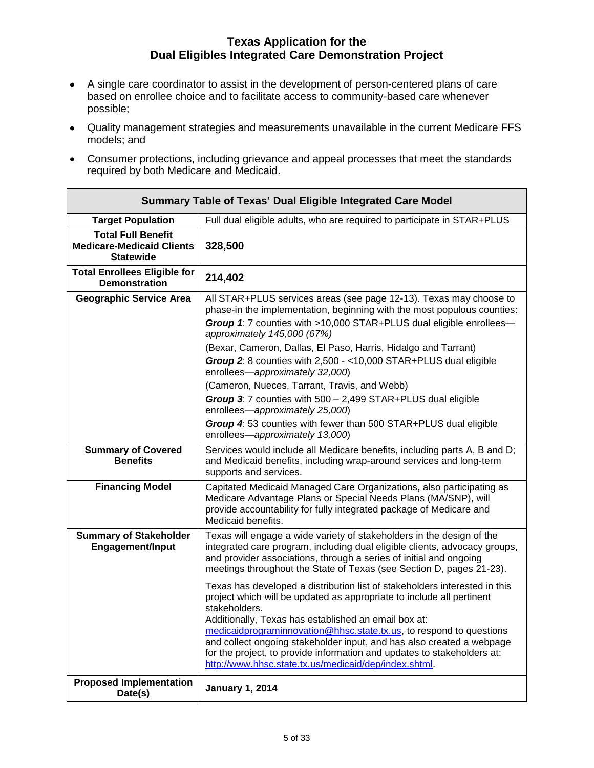- A single care coordinator to assist in the development of person-centered plans of care based on enrollee choice and to facilitate access to community-based care whenever possible;
- Quality management strategies and measurements unavailable in the current Medicare FFS models; and
- Consumer protections, including grievance and appeal processes that meet the standards required by both Medicare and Medicaid.

| **Summary Table of Texas' Dual Eligible Integrated Care Model** | |
|---|---|
| **Target Population** | Full dual eligible adults, who are required to participate in STAR+PLUS |
| **Total Full Benefit Medicare-Medicaid Clients Statewide** | **328,500** |
| **Total Enrollees Eligible for Demonstration** | **214,402** |
| **Geographic Service Area** | All STAR+PLUS services areas (see page 12-13). Texas may choose to phase-in the implementation, beginning with the most populous counties:<br>***Group 1***: 7 counties with >10,000 STAR+PLUS dual eligible enrollees—*approximately 145,000 (67%)*<br>(Bexar, Cameron, Dallas, El Paso, Harris, Hidalgo and Tarrant)<br>***Group 2***: 8 counties with 2,500 - <10,000 STAR+PLUS dual eligible enrollees—*approximately 32,000*)<br>(Cameron, Nueces, Tarrant, Travis, and Webb)<br>***Group 3***: 7 counties with 500 – 2,499 STAR+PLUS dual eligible enrollees—*approximately 25,000*)<br>***Group 4***: 53 counties with fewer than 500 STAR+PLUS dual eligible enrollees—*approximately 13,000*) |
| **Summary of Covered Benefits** | Services would include all Medicare benefits, including parts A, B and D; and Medicaid benefits, including wrap-around services and long-term supports and services. |
| **Financing Model** | Capitated Medicaid Managed Care Organizations, also participating as Medicare Advantage Plans or Special Needs Plans (MA/SNP), will provide accountability for fully integrated package of Medicare and Medicaid benefits. |
| **Summary of Stakeholder Engagement/Input** | Texas will engage a wide variety of stakeholders in the design of the integrated care program, including dual eligible clients, advocacy groups, and provider associations, through a series of initial and ongoing meetings throughout the State of Texas (see Section D, pages 21-23).<br>Texas has developed a distribution list of stakeholders interested in this project which will be updated as appropriate to include all pertinent stakeholders.<br>Additionally, Texas has established an email box at: medicaidprograminnovation@hhsc.state.tx.us, to respond to questions and collect ongoing stakeholder input, and has also created a webpage for the project, to provide information and updates to stakeholders at: http://www.hhsc.state.tx.us/medicaid/dep/index.shtml. |
| **Proposed Implementation Date(s)** | **January 1, 2014** |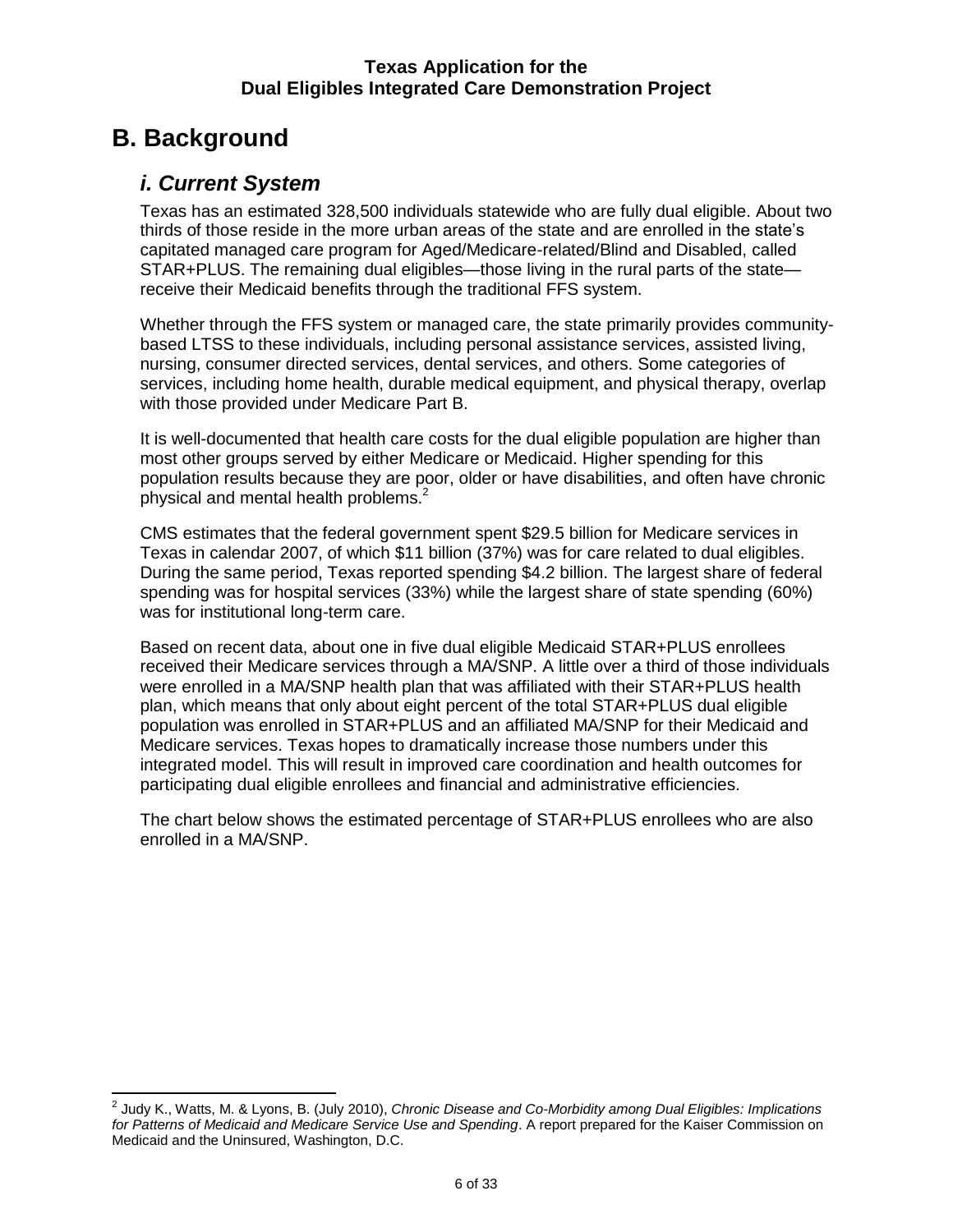# B. Background

## *i. Current System*

Texas has an estimated 328,500 individuals statewide who are fully dual eligible. About two thirds of those reside in the more urban areas of the state and are enrolled in the state's capitated managed care program for Aged/Medicare-related/Blind and Disabled, called STAR+PLUS. The remaining dual eligibles—those living in the rural parts of the state—receive their Medicaid benefits through the traditional FFS system.

Whether through the FFS system or managed care, the state primarily provides community-based LTSS to these individuals, including personal assistance services, assisted living, nursing, consumer directed services, dental services, and others. Some categories of services, including home health, durable medical equipment, and physical therapy, overlap with those provided under Medicare Part B.

It is well-documented that health care costs for the dual eligible population are higher than most other groups served by either Medicare or Medicaid. Higher spending for this population results because they are poor, older or have disabilities, and often have chronic physical and mental health problems.[2]

CMS estimates that the federal government spent $29.5 billion for Medicare services in Texas in calendar 2007, of which $11 billion (37%) was for care related to dual eligibles. During the same period, Texas reported spending $4.2 billion. The largest share of federal spending was for hospital services (33%) while the largest share of state spending (60%) was for institutional long-term care.

Based on recent data, about one in five dual eligible Medicaid STAR+PLUS enrollees received their Medicare services through a MA/SNP. A little over a third of those individuals were enrolled in a MA/SNP health plan that was affiliated with their STAR+PLUS health plan, which means that only about eight percent of the total STAR+PLUS dual eligible population was enrolled in STAR+PLUS and an affiliated MA/SNP for their Medicaid and Medicare services. Texas hopes to dramatically increase those numbers under this integrated model. This will result in improved care coordination and health outcomes for participating dual eligible enrollees and financial and administrative efficiencies.

The chart below shows the estimated percentage of STAR+PLUS enrollees who are also enrolled in a MA/SNP.

[2] Judy K., Watts, M. & Lyons, B. (July 2010), *Chronic Disease and Co-Morbidity among Dual Eligibles: Implications for Patterns of Medicaid and Medicare Service Use and Spending*. A report prepared for the Kaiser Commission on Medicaid and the Uninsured, Washington, D.C.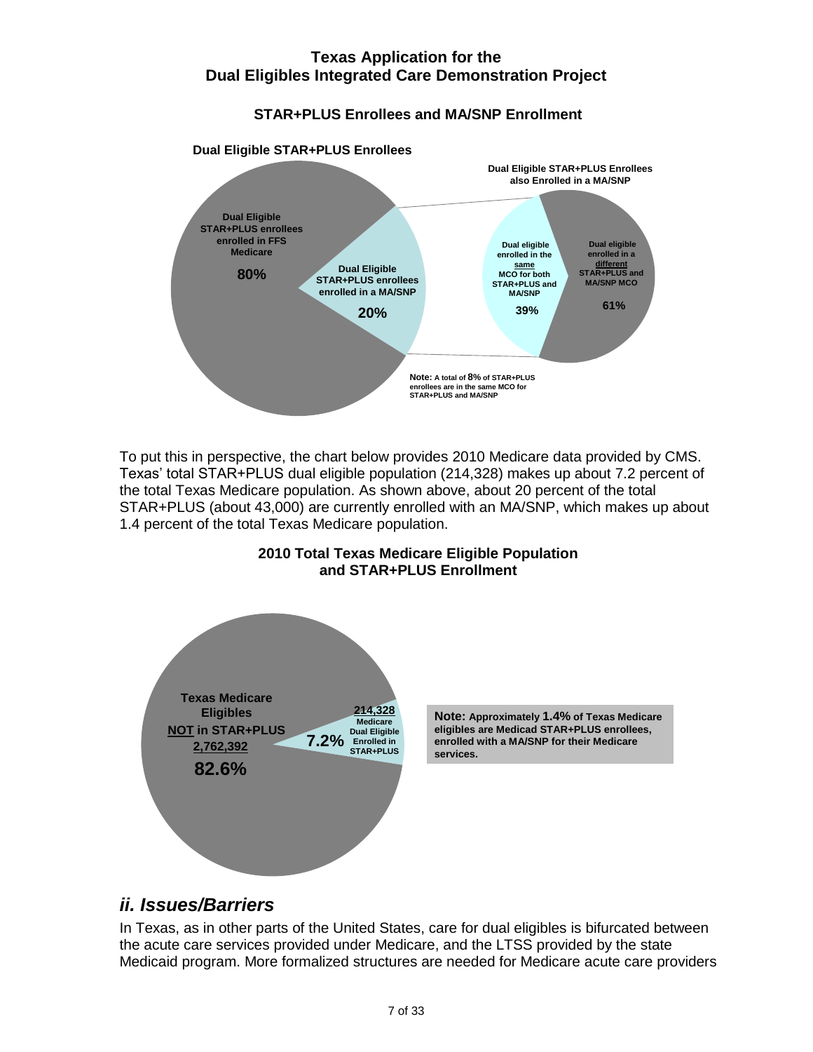### STAR+PLUS Enrollees and MA/SNP Enrollment

**Dual Eligible STAR+PLUS Enrollees**

Dual Eligible STAR+PLUS enrollees enrolled in FFS Medicare **80%**

Dual Eligible STAR+PLUS enrollees enrolled in a MA/SNP **20%**

**Dual Eligible STAR+PLUS Enrollees also Enrolled in a MA/SNP**

Dual eligible enrolled in the same MCO for both STAR+PLUS and MA/SNP **39%**

Dual eligible enrolled in a different STAR+PLUS and MA/SNP MCO **61%**

**Note:** A total of **8%** of STAR+PLUS enrollees are in the same MCO for STAR+PLUS and MA/SNP

To put this in perspective, the chart below provides 2010 Medicare data provided by CMS. Texas' total STAR+PLUS dual eligible population (214,328) makes up about 7.2 percent of the total Texas Medicare population. As shown above, about 20 percent of the total STAR+PLUS (about 43,000) are currently enrolled with an MA/SNP, which makes up about 1.4 percent of the total Texas Medicare population.

### 2010 Total Texas Medicare Eligible Population and STAR+PLUS Enrollment

Texas Medicare Eligibles NOT in STAR+PLUS 2,762,392 **82.6%**

214,328 Medicare Dual Eligible Enrolled in STAR+PLUS **7.2%**

**Note:** Approximately **1.4%** of Texas Medicare eligibles are Medicad STAR+PLUS enrollees, enrolled with a MA/SNP for their Medicare services.

## *ii. Issues/Barriers*

In Texas, as in other parts of the United States, care for dual eligibles is bifurcated between the acute care services provided under Medicare, and the LTSS provided by the state Medicaid program. More formalized structures are needed for Medicare acute care providers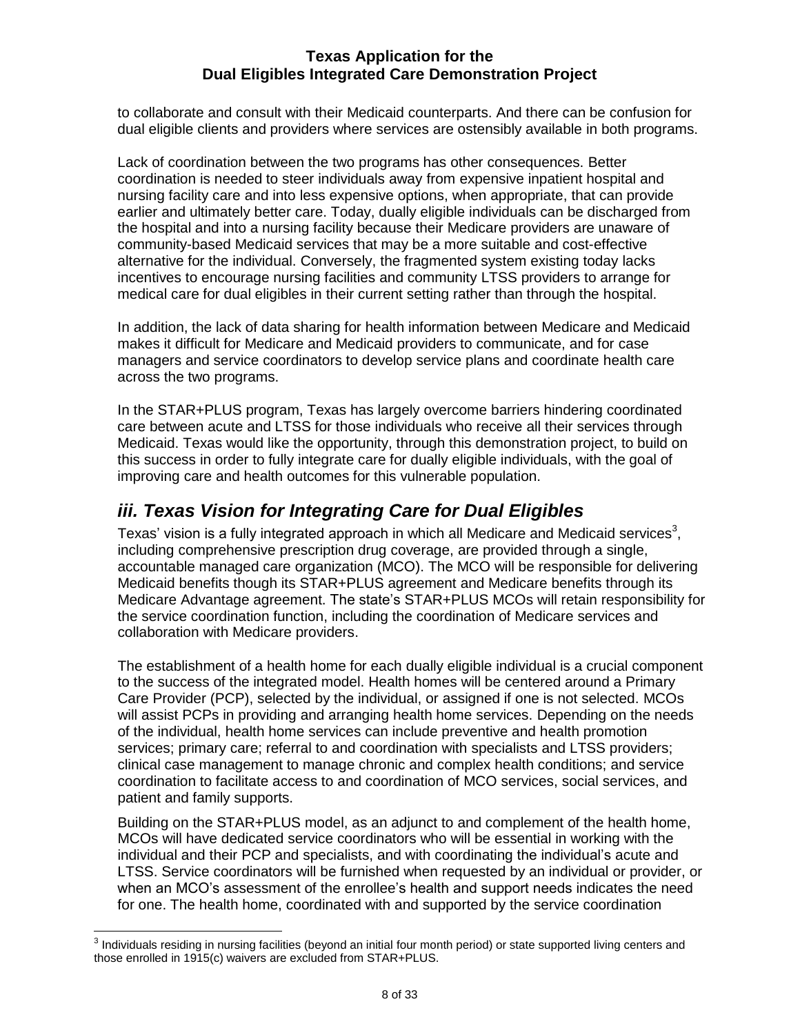to collaborate and consult with their Medicaid counterparts. And there can be confusion for dual eligible clients and providers where services are ostensibly available in both programs.

Lack of coordination between the two programs has other consequences. Better coordination is needed to steer individuals away from expensive inpatient hospital and nursing facility care and into less expensive options, when appropriate, that can provide earlier and ultimately better care. Today, dually eligible individuals can be discharged from the hospital and into a nursing facility because their Medicare providers are unaware of community-based Medicaid services that may be a more suitable and cost-effective alternative for the individual. Conversely, the fragmented system existing today lacks incentives to encourage nursing facilities and community LTSS providers to arrange for medical care for dual eligibles in their current setting rather than through the hospital.

In addition, the lack of data sharing for health information between Medicare and Medicaid makes it difficult for Medicare and Medicaid providers to communicate, and for case managers and service coordinators to develop service plans and coordinate health care across the two programs.

In the STAR+PLUS program, Texas has largely overcome barriers hindering coordinated care between acute and LTSS for those individuals who receive all their services through Medicaid. Texas would like the opportunity, through this demonstration project, to build on this success in order to fully integrate care for dually eligible individuals, with the goal of improving care and health outcomes for this vulnerable population.

## *iii. Texas Vision for Integrating Care for Dual Eligibles*

Texas' vision is a fully integrated approach in which all Medicare and Medicaid services[3], including comprehensive prescription drug coverage, are provided through a single, accountable managed care organization (MCO). The MCO will be responsible for delivering Medicaid benefits though its STAR+PLUS agreement and Medicare benefits through its Medicare Advantage agreement. The state's STAR+PLUS MCOs will retain responsibility for the service coordination function, including the coordination of Medicare services and collaboration with Medicare providers.

The establishment of a health home for each dually eligible individual is a crucial component to the success of the integrated model. Health homes will be centered around a Primary Care Provider (PCP), selected by the individual, or assigned if one is not selected. MCOs will assist PCPs in providing and arranging health home services. Depending on the needs of the individual, health home services can include preventive and health promotion services; primary care; referral to and coordination with specialists and LTSS providers; clinical case management to manage chronic and complex health conditions; and service coordination to facilitate access to and coordination of MCO services, social services, and patient and family supports.

Building on the STAR+PLUS model, as an adjunct to and complement of the health home, MCOs will have dedicated service coordinators who will be essential in working with the individual and their PCP and specialists, and with coordinating the individual's acute and LTSS. Service coordinators will be furnished when requested by an individual or provider, or when an MCO's assessment of the enrollee's health and support needs indicates the need for one. The health home, coordinated with and supported by the service coordination

[3] Individuals residing in nursing facilities (beyond an initial four month period) or state supported living centers and those enrolled in 1915(c) waivers are excluded from STAR+PLUS.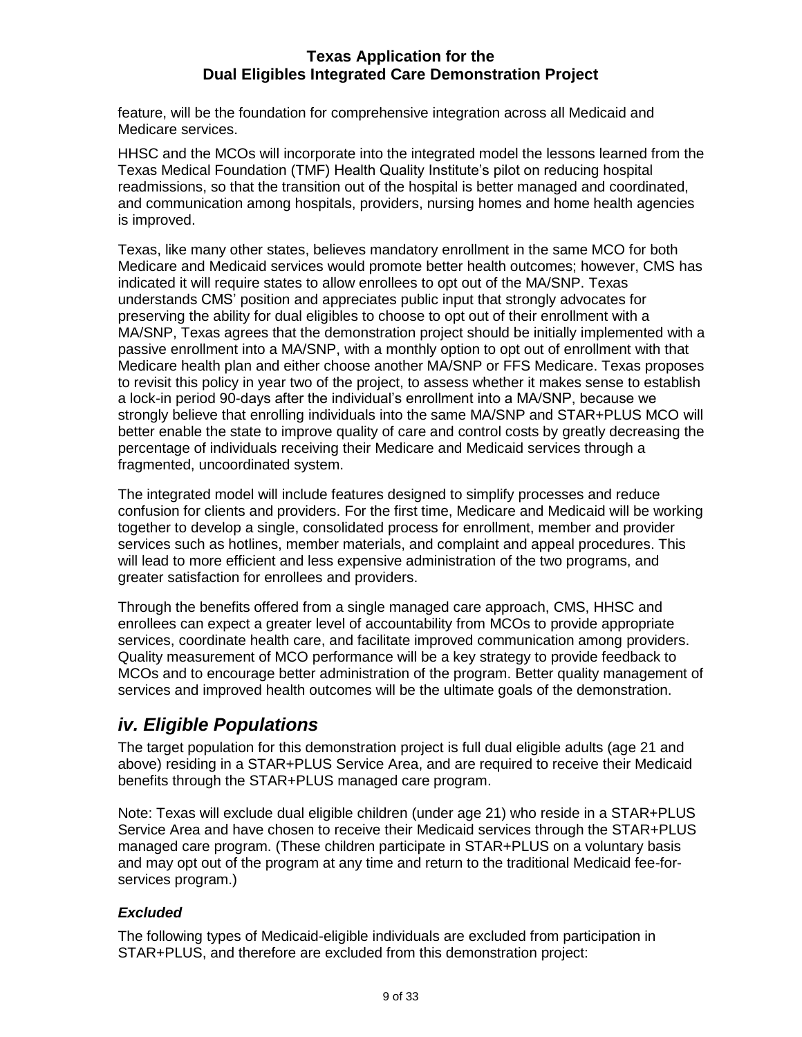feature, will be the foundation for comprehensive integration across all Medicaid and Medicare services.

HHSC and the MCOs will incorporate into the integrated model the lessons learned from the Texas Medical Foundation (TMF) Health Quality Institute's pilot on reducing hospital readmissions, so that the transition out of the hospital is better managed and coordinated, and communication among hospitals, providers, nursing homes and home health agencies is improved.

Texas, like many other states, believes mandatory enrollment in the same MCO for both Medicare and Medicaid services would promote better health outcomes; however, CMS has indicated it will require states to allow enrollees to opt out of the MA/SNP. Texas understands CMS' position and appreciates public input that strongly advocates for preserving the ability for dual eligibles to choose to opt out of their enrollment with a MA/SNP, Texas agrees that the demonstration project should be initially implemented with a passive enrollment into a MA/SNP, with a monthly option to opt out of enrollment with that Medicare health plan and either choose another MA/SNP or FFS Medicare. Texas proposes to revisit this policy in year two of the project, to assess whether it makes sense to establish a lock-in period 90-days after the individual's enrollment into a MA/SNP, because we strongly believe that enrolling individuals into the same MA/SNP and STAR+PLUS MCO will better enable the state to improve quality of care and control costs by greatly decreasing the percentage of individuals receiving their Medicare and Medicaid services through a fragmented, uncoordinated system.

The integrated model will include features designed to simplify processes and reduce confusion for clients and providers. For the first time, Medicare and Medicaid will be working together to develop a single, consolidated process for enrollment, member and provider services such as hotlines, member materials, and complaint and appeal procedures. This will lead to more efficient and less expensive administration of the two programs, and greater satisfaction for enrollees and providers.

Through the benefits offered from a single managed care approach, CMS, HHSC and enrollees can expect a greater level of accountability from MCOs to provide appropriate services, coordinate health care, and facilitate improved communication among providers. Quality measurement of MCO performance will be a key strategy to provide feedback to MCOs and to encourage better administration of the program. Better quality management of services and improved health outcomes will be the ultimate goals of the demonstration.

## *iv. Eligible Populations*

The target population for this demonstration project is full dual eligible adults (age 21 and above) residing in a STAR+PLUS Service Area, and are required to receive their Medicaid benefits through the STAR+PLUS managed care program.

Note: Texas will exclude dual eligible children (under age 21) who reside in a STAR+PLUS Service Area and have chosen to receive their Medicaid services through the STAR+PLUS managed care program. (These children participate in STAR+PLUS on a voluntary basis and may opt out of the program at any time and return to the traditional Medicaid fee-for-services program.)

### *Excluded*

The following types of Medicaid-eligible individuals are excluded from participation in STAR+PLUS, and therefore are excluded from this demonstration project: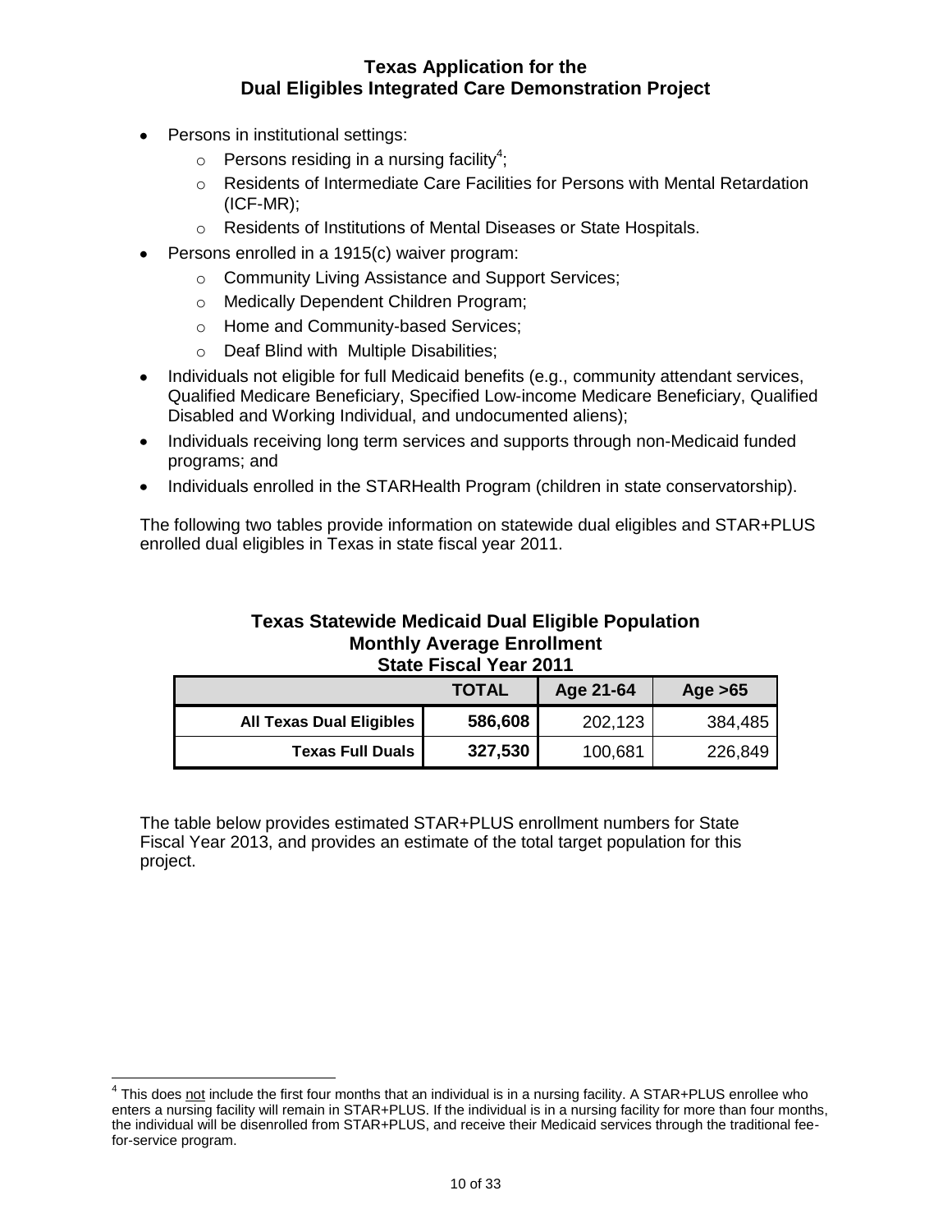- Persons in institutional settings:
  - Persons residing in a nursing facility[4];
  - Residents of Intermediate Care Facilities for Persons with Mental Retardation (ICF-MR);
  - Residents of Institutions of Mental Diseases or State Hospitals.
- Persons enrolled in a 1915(c) waiver program:
  - Community Living Assistance and Support Services;
  - Medically Dependent Children Program;
  - Home and Community-based Services;
  - Deaf Blind with Multiple Disabilities;
- Individuals not eligible for full Medicaid benefits (e.g., community attendant services, Qualified Medicare Beneficiary, Specified Low-income Medicare Beneficiary, Qualified Disabled and Working Individual, and undocumented aliens);
- Individuals receiving long term services and supports through non-Medicaid funded programs; and
- Individuals enrolled in the STARHealth Program (children in state conservatorship).

The following two tables provide information on statewide dual eligibles and STAR+PLUS enrolled dual eligibles in Texas in state fiscal year 2011.

**Texas Statewide Medicaid Dual Eligible Population**
**Monthly Average Enrollment**
**State Fiscal Year 2011**

| | TOTAL | Age 21-64 | Age >65 |
|---|---|---|---|
| **All Texas Dual Eligibles** | **586,608** | 202,123 | 384,485 |
| **Texas Full Duals** | **327,530** | 100,681 | 226,849 |

The table below provides estimated STAR+PLUS enrollment numbers for State Fiscal Year 2013, and provides an estimate of the total target population for this project.

[4] This does not include the first four months that an individual is in a nursing facility. A STAR+PLUS enrollee who enters a nursing facility will remain in STAR+PLUS. If the individual is in a nursing facility for more than four months, the individual will be disenrolled from STAR+PLUS, and receive their Medicaid services through the traditional fee-for-service program.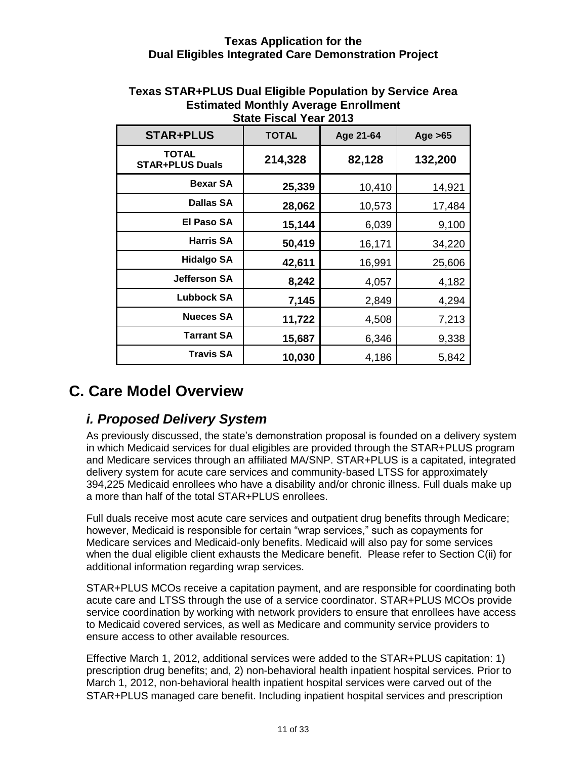**Texas STAR+PLUS Dual Eligible Population by Service Area**
**Estimated Monthly Average Enrollment**
**State Fiscal Year 2013**

| STAR+PLUS | TOTAL | Age 21-64 | Age >65 |
|---|---|---|---|
| **TOTAL STAR+PLUS Duals** | **214,328** | **82,128** | **132,200** |
| **Bexar SA** | **25,339** | 10,410 | 14,921 |
| **Dallas SA** | **28,062** | 10,573 | 17,484 |
| **El Paso SA** | **15,144** | 6,039 | 9,100 |
| **Harris SA** | **50,419** | 16,171 | 34,220 |
| **Hidalgo SA** | **42,611** | 16,991 | 25,606 |
| **Jefferson SA** | **8,242** | 4,057 | 4,182 |
| **Lubbock SA** | **7,145** | 2,849 | 4,294 |
| **Nueces SA** | **11,722** | 4,508 | 7,213 |
| **Tarrant SA** | **15,687** | 6,346 | 9,338 |
| **Travis SA** | **10,030** | 4,186 | 5,842 |

# C. Care Model Overview

## *i. Proposed Delivery System*

As previously discussed, the state's demonstration proposal is founded on a delivery system in which Medicaid services for dual eligibles are provided through the STAR+PLUS program and Medicare services through an affiliated MA/SNP. STAR+PLUS is a capitated, integrated delivery system for acute care services and community-based LTSS for approximately 394,225 Medicaid enrollees who have a disability and/or chronic illness. Full duals make up a more than half of the total STAR+PLUS enrollees.

Full duals receive most acute care services and outpatient drug benefits through Medicare; however, Medicaid is responsible for certain "wrap services," such as copayments for Medicare services and Medicaid-only benefits. Medicaid will also pay for some services when the dual eligible client exhausts the Medicare benefit. Please refer to Section C(ii) for additional information regarding wrap services.

STAR+PLUS MCOs receive a capitation payment, and are responsible for coordinating both acute care and LTSS through the use of a service coordinator. STAR+PLUS MCOs provide service coordination by working with network providers to ensure that enrollees have access to Medicaid covered services, as well as Medicare and community service providers to ensure access to other available resources.

Effective March 1, 2012, additional services were added to the STAR+PLUS capitation: 1) prescription drug benefits; and, 2) non-behavioral health inpatient hospital services. Prior to March 1, 2012, non-behavioral health inpatient hospital services were carved out of the STAR+PLUS managed care benefit. Including inpatient hospital services and prescription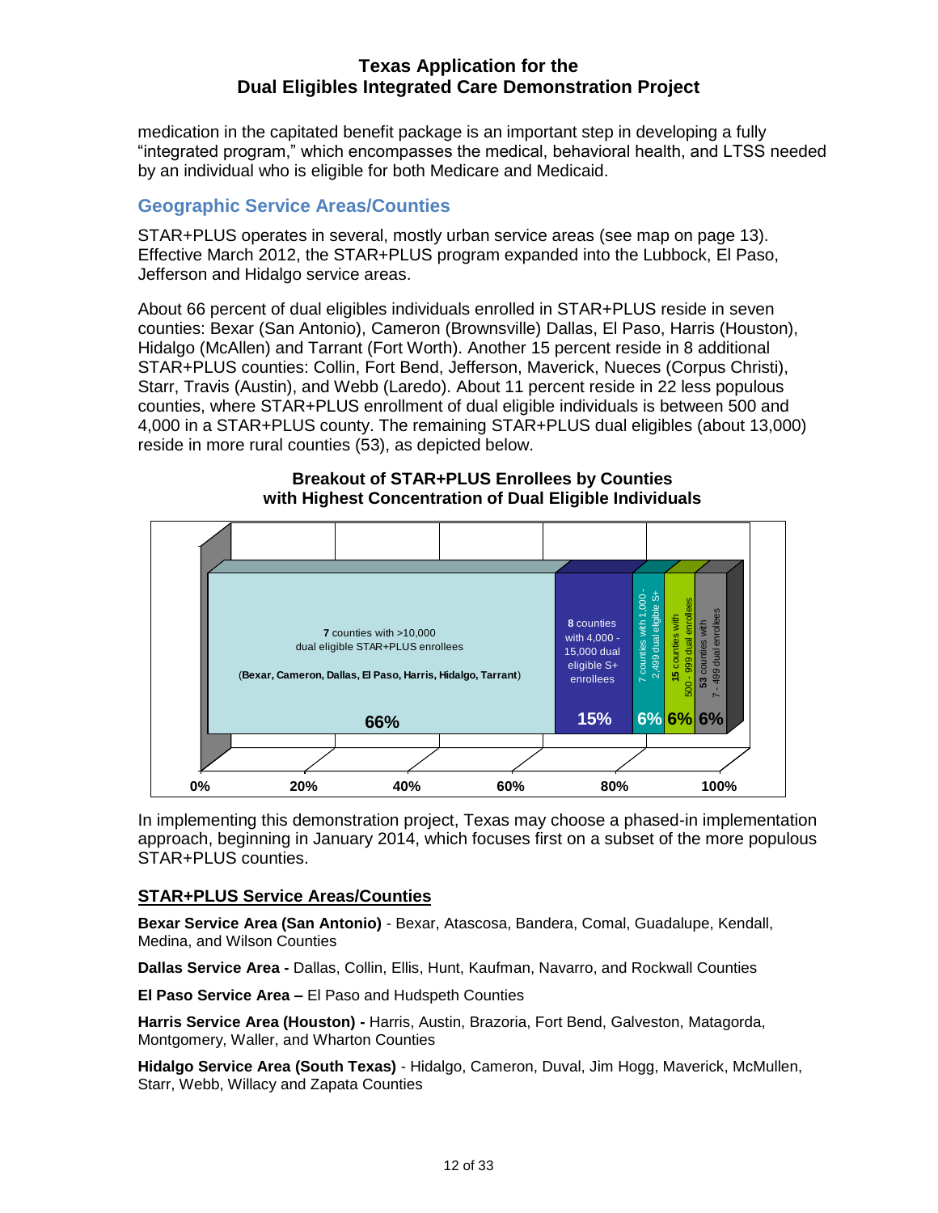medication in the capitated benefit package is an important step in developing a fully "integrated program," which encompasses the medical, behavioral health, and LTSS needed by an individual who is eligible for both Medicare and Medicaid.

## Geographic Service Areas/Counties

STAR+PLUS operates in several, mostly urban service areas (see map on page 13). Effective March 2012, the STAR+PLUS program expanded into the Lubbock, El Paso, Jefferson and Hidalgo service areas.

About 66 percent of dual eligibles individuals enrolled in STAR+PLUS reside in seven counties: Bexar (San Antonio), Cameron (Brownsville) Dallas, El Paso, Harris (Houston), Hidalgo (McAllen) and Tarrant (Fort Worth). Another 15 percent reside in 8 additional STAR+PLUS counties: Collin, Fort Bend, Jefferson, Maverick, Nueces (Corpus Christi), Starr, Travis (Austin), and Webb (Laredo). About 11 percent reside in 22 less populous counties, where STAR+PLUS enrollment of dual eligible individuals is between 500 and 4,000 in a STAR+PLUS county. The remaining STAR+PLUS dual eligibles (about 13,000) reside in more rural counties (53), as depicted below.

**Breakout of STAR+PLUS Enrollees by Counties with Highest Concentration of Dual Eligible Individuals**

| County group | Percent |
| --- | --- |
| **7** counties with >10,000 dual eligible STAR+PLUS enrollees (**Bexar, Cameron, Dallas, El Paso, Harris, Hidalgo, Tarrant**) | 66% |
| **8** counties with 4,000 - 15,000 dual eligible S+ enrollees | 15% |
| 7 counties with 1,000 - 2,499 dual eligible S+ | 6% |
| **15** counties with 500 - 999 dual enrollees | 6% |
| **53** counties with 7 - 499 dual enrollees | 6% |

In implementing this demonstration project, Texas may choose a phased-in implementation approach, beginning in January 2014, which focuses first on a subset of the more populous STAR+PLUS counties.

### STAR+PLUS Service Areas/Counties

**Bexar Service Area (San Antonio)** - Bexar, Atascosa, Bandera, Comal, Guadalupe, Kendall, Medina, and Wilson Counties

**Dallas Service Area -** Dallas, Collin, Ellis, Hunt, Kaufman, Navarro, and Rockwall Counties

**El Paso Service Area –** El Paso and Hudspeth Counties

**Harris Service Area (Houston) -** Harris, Austin, Brazoria, Fort Bend, Galveston, Matagorda, Montgomery, Waller, and Wharton Counties

**Hidalgo Service Area (South Texas)** - Hidalgo, Cameron, Duval, Jim Hogg, Maverick, McMullen, Starr, Webb, Willacy and Zapata Counties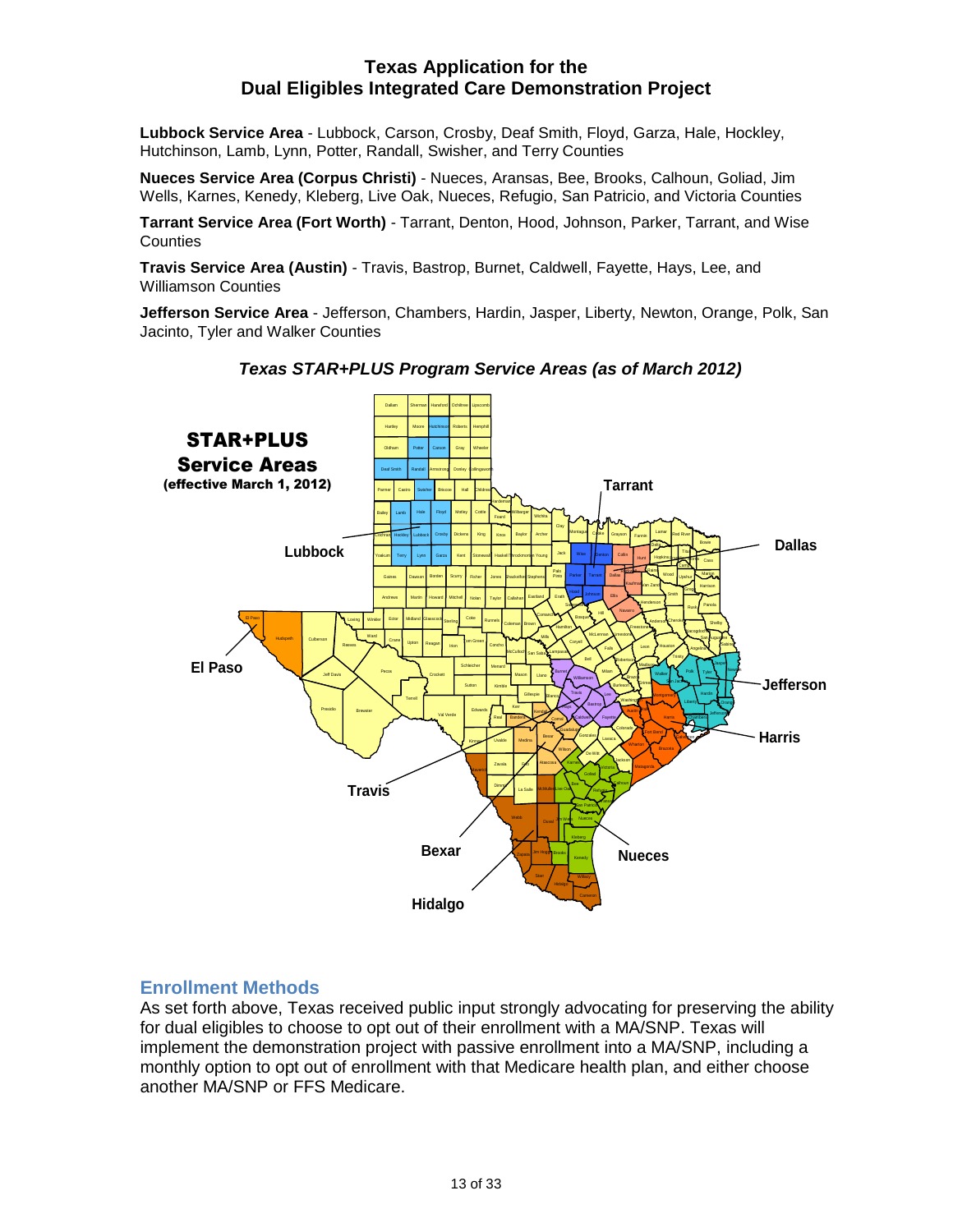**Lubbock Service Area** - Lubbock, Carson, Crosby, Deaf Smith, Floyd, Garza, Hale, Hockley, Hutchinson, Lamb, Lynn, Potter, Randall, Swisher, and Terry Counties

**Nueces Service Area (Corpus Christi)** - Nueces, Aransas, Bee, Brooks, Calhoun, Goliad, Jim Wells, Karnes, Kenedy, Kleberg, Live Oak, Nueces, Refugio, San Patricio, and Victoria Counties

**Tarrant Service Area (Fort Worth)** - Tarrant, Denton, Hood, Johnson, Parker, Tarrant, and Wise Counties

**Travis Service Area (Austin)** - Travis, Bastrop, Burnet, Caldwell, Fayette, Hays, Lee, and Williamson Counties

**Jefferson Service Area** - Jefferson, Chambers, Hardin, Jasper, Liberty, Newton, Orange, Polk, San Jacinto, Tyler and Walker Counties

***Texas STAR+PLUS Program Service Areas (as of March 2012)***

## Enrollment Methods

As set forth above, Texas received public input strongly advocating for preserving the ability for dual eligibles to choose to opt out of their enrollment with a MA/SNP. Texas will implement the demonstration project with passive enrollment into a MA/SNP, including a monthly option to opt out of enrollment with that Medicare health plan, and either choose another MA/SNP or FFS Medicare.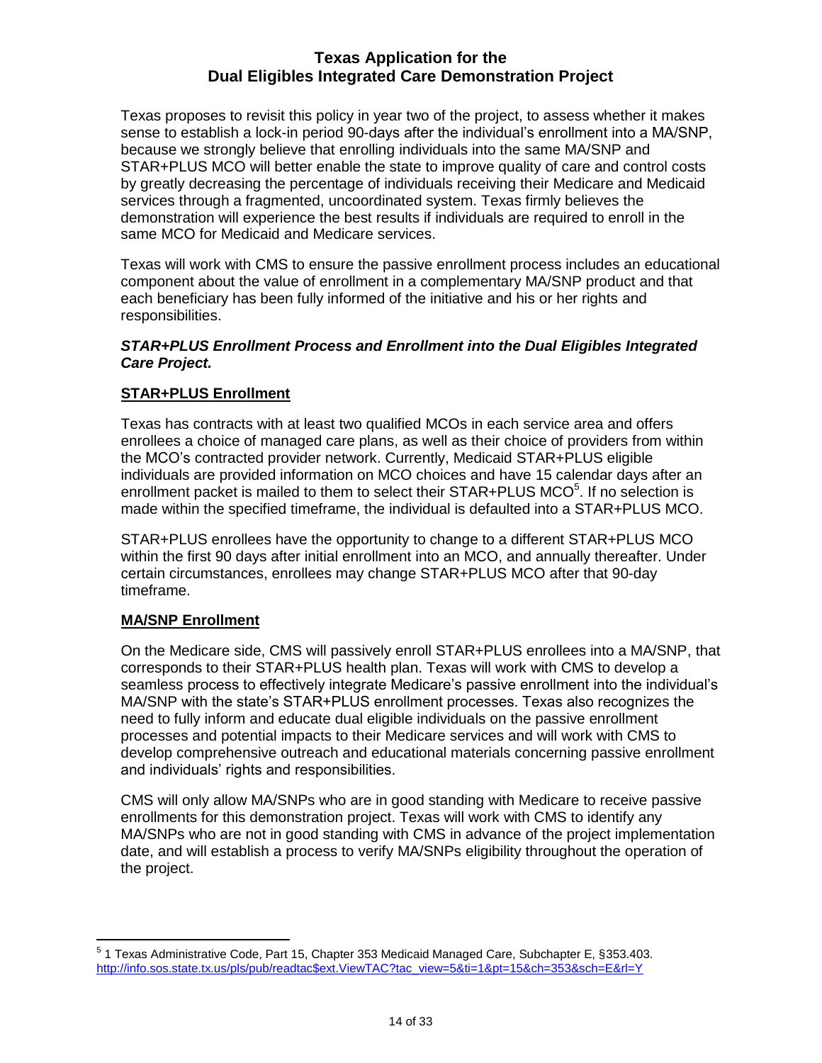Texas proposes to revisit this policy in year two of the project, to assess whether it makes sense to establish a lock-in period 90-days after the individual's enrollment into a MA/SNP, because we strongly believe that enrolling individuals into the same MA/SNP and STAR+PLUS MCO will better enable the state to improve quality of care and control costs by greatly decreasing the percentage of individuals receiving their Medicare and Medicaid services through a fragmented, uncoordinated system. Texas firmly believes the demonstration will experience the best results if individuals are required to enroll in the same MCO for Medicaid and Medicare services.

Texas will work with CMS to ensure the passive enrollment process includes an educational component about the value of enrollment in a complementary MA/SNP product and that each beneficiary has been fully informed of the initiative and his or her rights and responsibilities.

***STAR+PLUS Enrollment Process and Enrollment into the Dual Eligibles Integrated Care Project.***

**STAR+PLUS Enrollment**

Texas has contracts with at least two qualified MCOs in each service area and offers enrollees a choice of managed care plans, as well as their choice of providers from within the MCO's contracted provider network. Currently, Medicaid STAR+PLUS eligible individuals are provided information on MCO choices and have 15 calendar days after an enrollment packet is mailed to them to select their STAR+PLUS MCO[5]. If no selection is made within the specified timeframe, the individual is defaulted into a STAR+PLUS MCO.

STAR+PLUS enrollees have the opportunity to change to a different STAR+PLUS MCO within the first 90 days after initial enrollment into an MCO, and annually thereafter. Under certain circumstances, enrollees may change STAR+PLUS MCO after that 90-day timeframe.

**MA/SNP Enrollment**

On the Medicare side, CMS will passively enroll STAR+PLUS enrollees into a MA/SNP, that corresponds to their STAR+PLUS health plan. Texas will work with CMS to develop a seamless process to effectively integrate Medicare's passive enrollment into the individual's MA/SNP with the state's STAR+PLUS enrollment processes. Texas also recognizes the need to fully inform and educate dual eligible individuals on the passive enrollment processes and potential impacts to their Medicare services and will work with CMS to develop comprehensive outreach and educational materials concerning passive enrollment and individuals' rights and responsibilities.

CMS will only allow MA/SNPs who are in good standing with Medicare to receive passive enrollments for this demonstration project. Texas will work with CMS to identify any MA/SNPs who are not in good standing with CMS in advance of the project implementation date, and will establish a process to verify MA/SNPs eligibility throughout the operation of the project.

---

[5] 1 Texas Administrative Code, Part 15, Chapter 353 Medicaid Managed Care, Subchapter E, §353.403. http://info.sos.state.tx.us/pls/pub/readtac$ext.ViewTAC?tac_view=5&ti=1&pt=15&ch=353&sch=E&rl=Y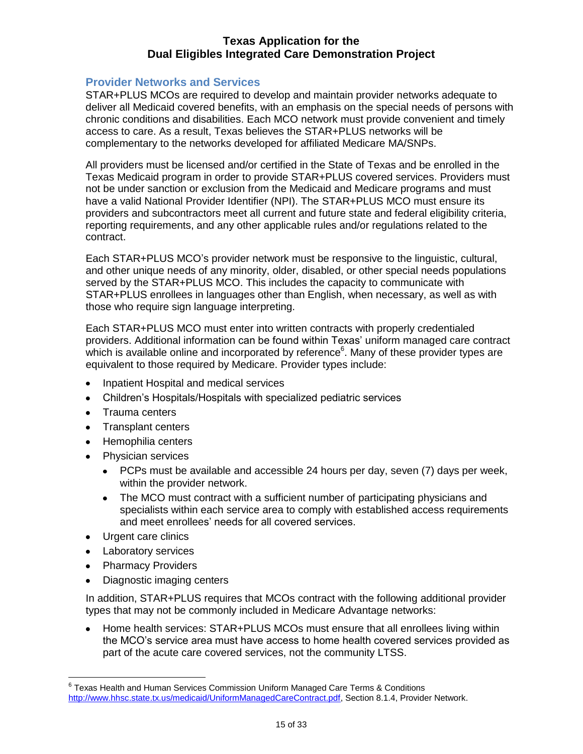## Provider Networks and Services

STAR+PLUS MCOs are required to develop and maintain provider networks adequate to deliver all Medicaid covered benefits, with an emphasis on the special needs of persons with chronic conditions and disabilities. Each MCO network must provide convenient and timely access to care. As a result, Texas believes the STAR+PLUS networks will be complementary to the networks developed for affiliated Medicare MA/SNPs.

All providers must be licensed and/or certified in the State of Texas and be enrolled in the Texas Medicaid program in order to provide STAR+PLUS covered services. Providers must not be under sanction or exclusion from the Medicaid and Medicare programs and must have a valid National Provider Identifier (NPI). The STAR+PLUS MCO must ensure its providers and subcontractors meet all current and future state and federal eligibility criteria, reporting requirements, and any other applicable rules and/or regulations related to the contract.

Each STAR+PLUS MCO's provider network must be responsive to the linguistic, cultural, and other unique needs of any minority, older, disabled, or other special needs populations served by the STAR+PLUS MCO. This includes the capacity to communicate with STAR+PLUS enrollees in languages other than English, when necessary, as well as with those who require sign language interpreting.

Each STAR+PLUS MCO must enter into written contracts with properly credentialed providers. Additional information can be found within Texas' uniform managed care contract which is available online and incorporated by reference[6]. Many of these provider types are equivalent to those required by Medicare. Provider types include:

- Inpatient Hospital and medical services
- Children's Hospitals/Hospitals with specialized pediatric services
- Trauma centers
- Transplant centers
- Hemophilia centers
- Physician services
  - PCPs must be available and accessible 24 hours per day, seven (7) days per week, within the provider network.
  - The MCO must contract with a sufficient number of participating physicians and specialists within each service area to comply with established access requirements and meet enrollees' needs for all covered services.
- Urgent care clinics
- Laboratory services
- Pharmacy Providers
- Diagnostic imaging centers

In addition, STAR+PLUS requires that MCOs contract with the following additional provider types that may not be commonly included in Medicare Advantage networks:

- Home health services: STAR+PLUS MCOs must ensure that all enrollees living within the MCO's service area must have access to home health covered services provided as part of the acute care covered services, not the community LTSS.

[6] Texas Health and Human Services Commission Uniform Managed Care Terms & Conditions http://www.hhsc.state.tx.us/medicaid/UniformManagedCareContract.pdf, Section 8.1.4, Provider Network.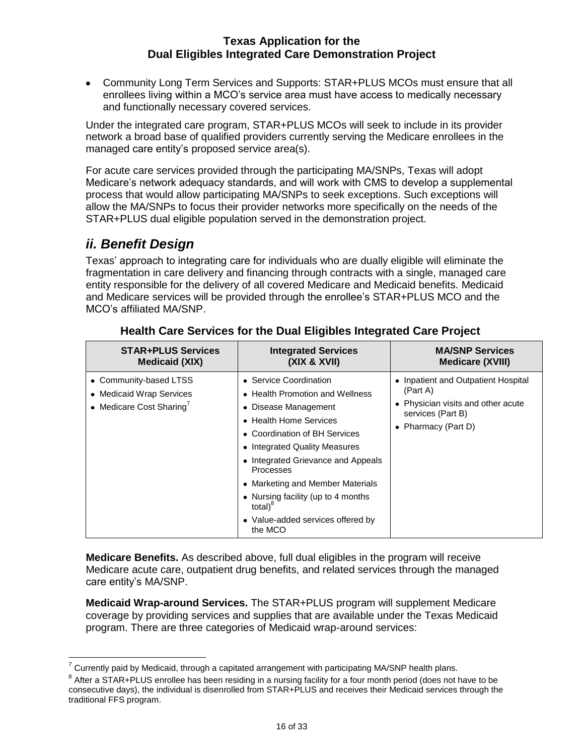- Community Long Term Services and Supports: STAR+PLUS MCOs must ensure that all enrollees living within a MCO's service area must have access to medically necessary and functionally necessary covered services.

Under the integrated care program, STAR+PLUS MCOs will seek to include in its provider network a broad base of qualified providers currently serving the Medicare enrollees in the managed care entity's proposed service area(s).

For acute care services provided through the participating MA/SNPs, Texas will adopt Medicare's network adequacy standards, and will work with CMS to develop a supplemental process that would allow participating MA/SNPs to seek exceptions. Such exceptions will allow the MA/SNPs to focus their provider networks more specifically on the needs of the STAR+PLUS dual eligible population served in the demonstration project.

## *ii. Benefit Design*

Texas' approach to integrating care for individuals who are dually eligible will eliminate the fragmentation in care delivery and financing through contracts with a single, managed care entity responsible for the delivery of all covered Medicare and Medicaid benefits. Medicaid and Medicare services will be provided through the enrollee's STAR+PLUS MCO and the MCO's affiliated MA/SNP.

**Health Care Services for the Dual Eligibles Integrated Care Project**

| STAR+PLUS Services Medicaid (XIX) | Integrated Services (XIX & XVII) | MA/SNP Services Medicare (XVIII) |
|---|---|---|
| • Community-based LTSS<br>• Medicaid Wrap Services<br>• Medicare Cost Sharing[7] | • Service Coordination<br>• Health Promotion and Wellness<br>• Disease Management<br>• Health Home Services<br>• Coordination of BH Services<br>• Integrated Quality Measures<br>• Integrated Grievance and Appeals Processes<br>• Marketing and Member Materials<br>• Nursing facility (up to 4 months total)[8]<br>• Value-added services offered by the MCO | • Inpatient and Outpatient Hospital (Part A)<br>• Physician visits and other acute services (Part B)<br>• Pharmacy (Part D) |

**Medicare Benefits.** As described above, full dual eligibles in the program will receive Medicare acute care, outpatient drug benefits, and related services through the managed care entity's MA/SNP.

**Medicaid Wrap-around Services.** The STAR+PLUS program will supplement Medicare coverage by providing services and supplies that are available under the Texas Medicaid program. There are three categories of Medicaid wrap-around services:

[7] Currently paid by Medicaid, through a capitated arrangement with participating MA/SNP health plans.

[8] After a STAR+PLUS enrollee has been residing in a nursing facility for a four month period (does not have to be consecutive days), the individual is disenrolled from STAR+PLUS and receives their Medicaid services through the traditional FFS program.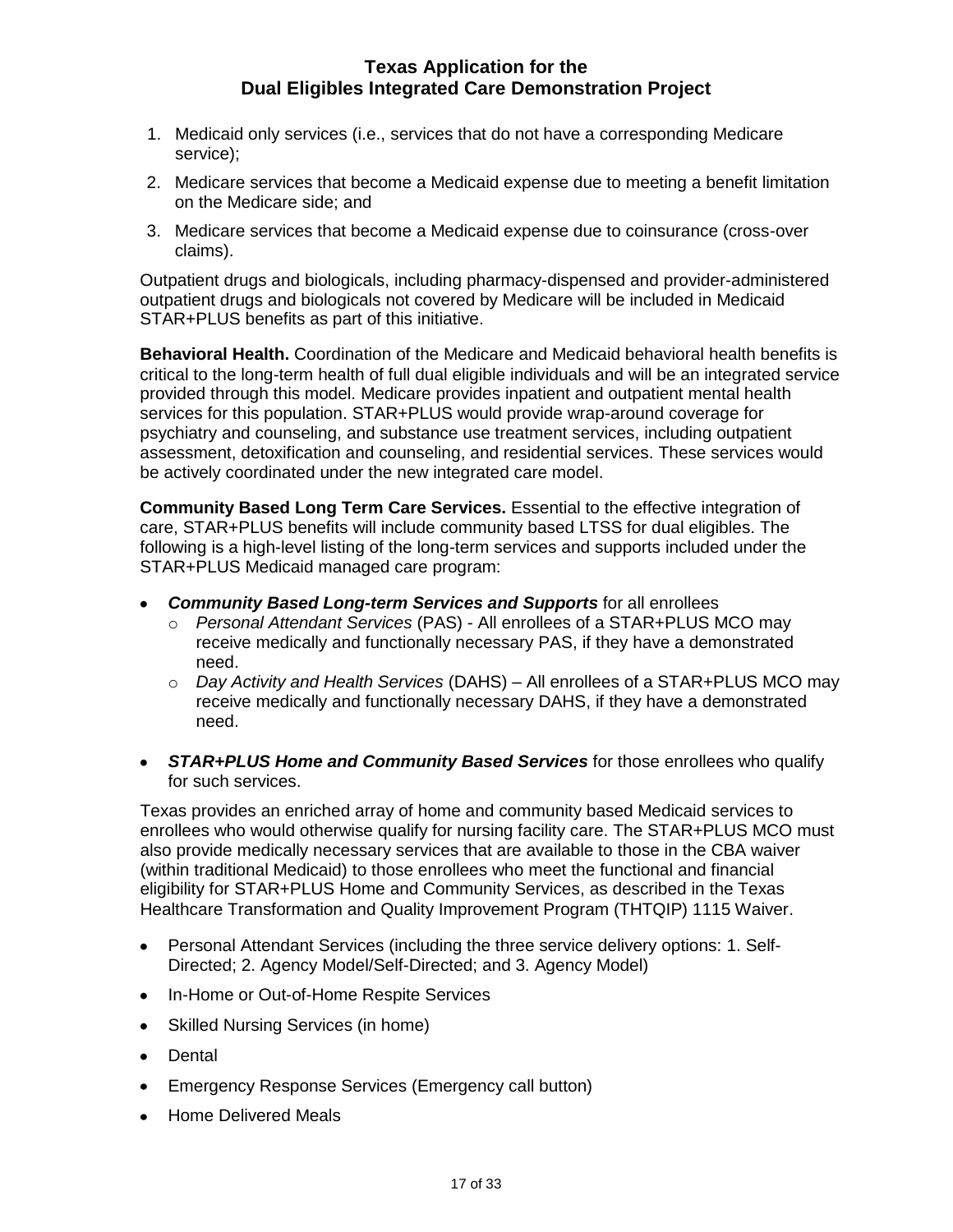1. Medicaid only services (i.e., services that do not have a corresponding Medicare service);
2. Medicare services that become a Medicaid expense due to meeting a benefit limitation on the Medicare side; and
3. Medicare services that become a Medicaid expense due to coinsurance (cross-over claims).

Outpatient drugs and biologicals, including pharmacy-dispensed and provider-administered outpatient drugs and biologicals not covered by Medicare will be included in Medicaid STAR+PLUS benefits as part of this initiative.

**Behavioral Health.** Coordination of the Medicare and Medicaid behavioral health benefits is critical to the long-term health of full dual eligible individuals and will be an integrated service provided through this model. Medicare provides inpatient and outpatient mental health services for this population. STAR+PLUS would provide wrap-around coverage for psychiatry and counseling, and substance use treatment services, including outpatient assessment, detoxification and counseling, and residential services. These services would be actively coordinated under the new integrated care model.

**Community Based Long Term Care Services.** Essential to the effective integration of care, STAR+PLUS benefits will include community based LTSS for dual eligibles. The following is a high-level listing of the long-term services and supports included under the STAR+PLUS Medicaid managed care program:

- ***Community Based Long-term Services and Supports*** for all enrollees
  - *Personal Attendant Services* (PAS) - All enrollees of a STAR+PLUS MCO may receive medically and functionally necessary PAS, if they have a demonstrated need.
  - *Day Activity and Health Services* (DAHS) – All enrollees of a STAR+PLUS MCO may receive medically and functionally necessary DAHS, if they have a demonstrated need.
- ***STAR+PLUS Home and Community Based Services*** for those enrollees who qualify for such services.

Texas provides an enriched array of home and community based Medicaid services to enrollees who would otherwise qualify for nursing facility care. The STAR+PLUS MCO must also provide medically necessary services that are available to those in the CBA waiver (within traditional Medicaid) to those enrollees who meet the functional and financial eligibility for STAR+PLUS Home and Community Services, as described in the Texas Healthcare Transformation and Quality Improvement Program (THTQIP) 1115 Waiver.

- Personal Attendant Services (including the three service delivery options: 1. Self-Directed; 2. Agency Model/Self-Directed; and 3. Agency Model)
- In-Home or Out-of-Home Respite Services
- Skilled Nursing Services (in home)
- Dental
- Emergency Response Services (Emergency call button)
- Home Delivered Meals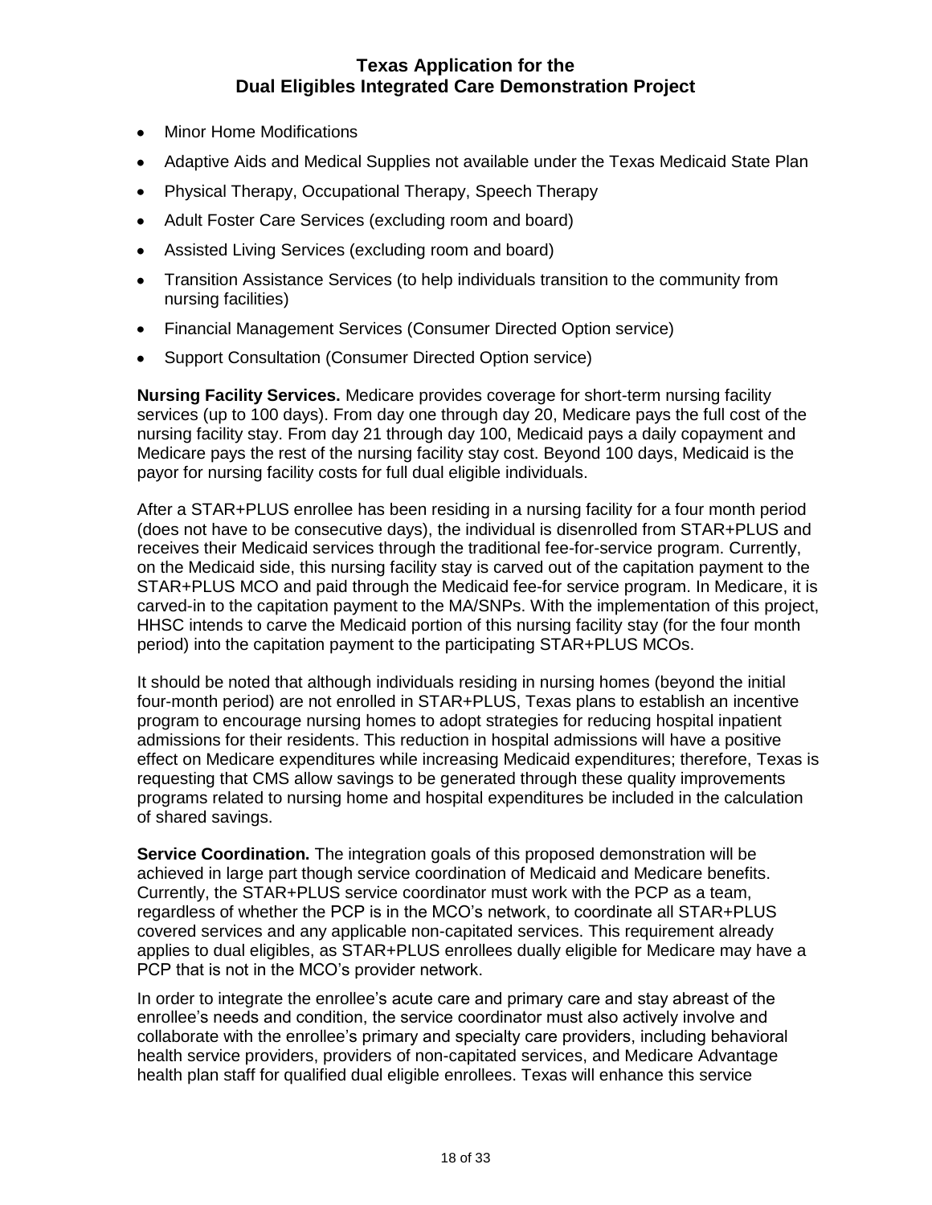- Minor Home Modifications
- Adaptive Aids and Medical Supplies not available under the Texas Medicaid State Plan
- Physical Therapy, Occupational Therapy, Speech Therapy
- Adult Foster Care Services (excluding room and board)
- Assisted Living Services (excluding room and board)
- Transition Assistance Services (to help individuals transition to the community from nursing facilities)
- Financial Management Services (Consumer Directed Option service)
- Support Consultation (Consumer Directed Option service)

**Nursing Facility Services.** Medicare provides coverage for short-term nursing facility services (up to 100 days). From day one through day 20, Medicare pays the full cost of the nursing facility stay. From day 21 through day 100, Medicaid pays a daily copayment and Medicare pays the rest of the nursing facility stay cost. Beyond 100 days, Medicaid is the payor for nursing facility costs for full dual eligible individuals.

After a STAR+PLUS enrollee has been residing in a nursing facility for a four month period (does not have to be consecutive days), the individual is disenrolled from STAR+PLUS and receives their Medicaid services through the traditional fee-for-service program. Currently, on the Medicaid side, this nursing facility stay is carved out of the capitation payment to the STAR+PLUS MCO and paid through the Medicaid fee-for service program. In Medicare, it is carved-in to the capitation payment to the MA/SNPs. With the implementation of this project, HHSC intends to carve the Medicaid portion of this nursing facility stay (for the four month period) into the capitation payment to the participating STAR+PLUS MCOs.

It should be noted that although individuals residing in nursing homes (beyond the initial four-month period) are not enrolled in STAR+PLUS, Texas plans to establish an incentive program to encourage nursing homes to adopt strategies for reducing hospital inpatient admissions for their residents. This reduction in hospital admissions will have a positive effect on Medicare expenditures while increasing Medicaid expenditures; therefore, Texas is requesting that CMS allow savings to be generated through these quality improvements programs related to nursing home and hospital expenditures be included in the calculation of shared savings.

**Service Coordination.** The integration goals of this proposed demonstration will be achieved in large part though service coordination of Medicaid and Medicare benefits. Currently, the STAR+PLUS service coordinator must work with the PCP as a team, regardless of whether the PCP is in the MCO's network, to coordinate all STAR+PLUS covered services and any applicable non-capitated services. This requirement already applies to dual eligibles, as STAR+PLUS enrollees dually eligible for Medicare may have a PCP that is not in the MCO's provider network.

In order to integrate the enrollee's acute care and primary care and stay abreast of the enrollee's needs and condition, the service coordinator must also actively involve and collaborate with the enrollee's primary and specialty care providers, including behavioral health service providers, providers of non-capitated services, and Medicare Advantage health plan staff for qualified dual eligible enrollees. Texas will enhance this service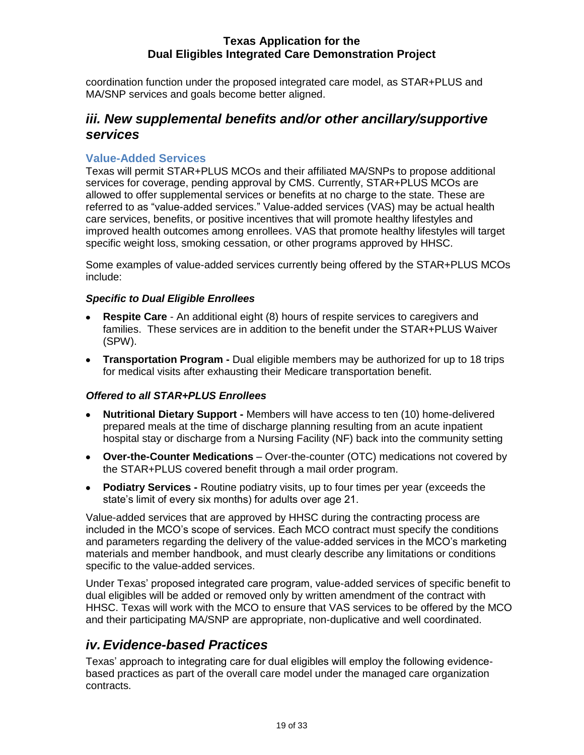coordination function under the proposed integrated care model, as STAR+PLUS and MA/SNP services and goals become better aligned.

## *iii. New supplemental benefits and/or other ancillary/supportive services*

### Value-Added Services

Texas will permit STAR+PLUS MCOs and their affiliated MA/SNPs to propose additional services for coverage, pending approval by CMS. Currently, STAR+PLUS MCOs are allowed to offer supplemental services or benefits at no charge to the state. These are referred to as "value-added services." Value-added services (VAS) may be actual health care services, benefits, or positive incentives that will promote healthy lifestyles and improved health outcomes among enrollees. VAS that promote healthy lifestyles will target specific weight loss, smoking cessation, or other programs approved by HHSC.

Some examples of value-added services currently being offered by the STAR+PLUS MCOs include:

#### *Specific to Dual Eligible Enrollees*

- **Respite Care** - An additional eight (8) hours of respite services to caregivers and families. These services are in addition to the benefit under the STAR+PLUS Waiver (SPW).
- **Transportation Program -** Dual eligible members may be authorized for up to 18 trips for medical visits after exhausting their Medicare transportation benefit.

#### *Offered to all STAR+PLUS Enrollees*

- **Nutritional Dietary Support -** Members will have access to ten (10) home-delivered prepared meals at the time of discharge planning resulting from an acute inpatient hospital stay or discharge from a Nursing Facility (NF) back into the community setting
- **Over-the-Counter Medications** – Over-the-counter (OTC) medications not covered by the STAR+PLUS covered benefit through a mail order program.
- **Podiatry Services -** Routine podiatry visits, up to four times per year (exceeds the state's limit of every six months) for adults over age 21.

Value-added services that are approved by HHSC during the contracting process are included in the MCO's scope of services. Each MCO contract must specify the conditions and parameters regarding the delivery of the value-added services in the MCO's marketing materials and member handbook, and must clearly describe any limitations or conditions specific to the value-added services.

Under Texas' proposed integrated care program, value-added services of specific benefit to dual eligibles will be added or removed only by written amendment of the contract with HHSC. Texas will work with the MCO to ensure that VAS services to be offered by the MCO and their participating MA/SNP are appropriate, non-duplicative and well coordinated.

## *iv. Evidence-based Practices*

Texas' approach to integrating care for dual eligibles will employ the following evidence-based practices as part of the overall care model under the managed care organization contracts.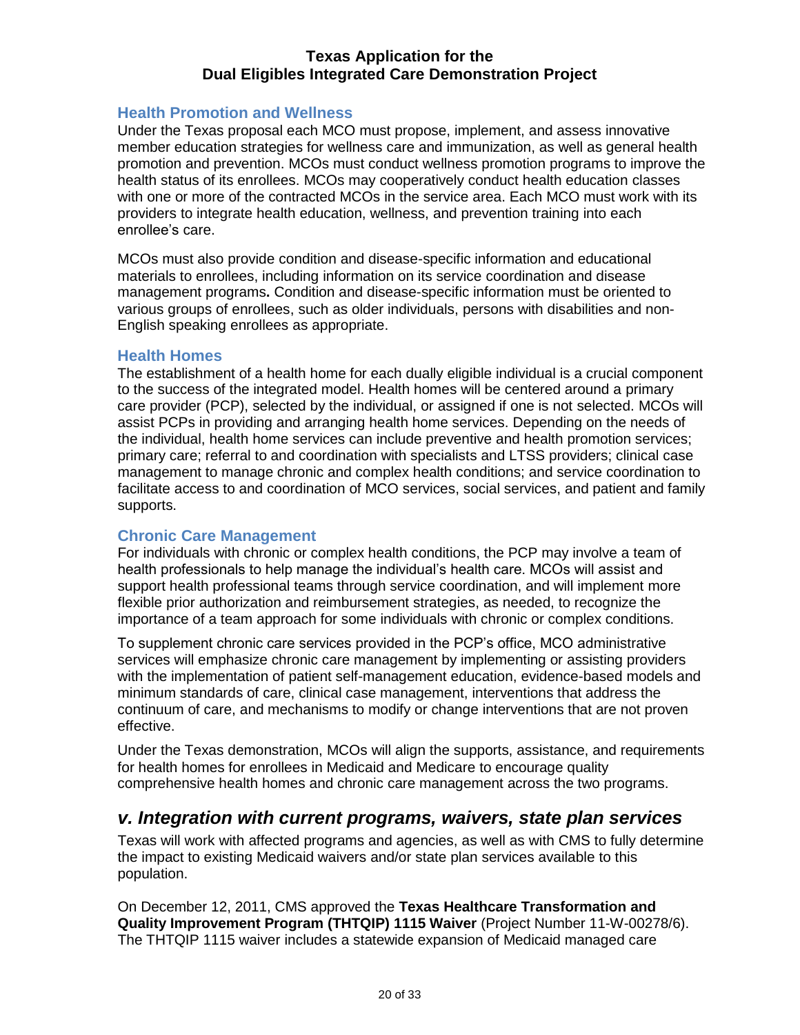### Health Promotion and Wellness

Under the Texas proposal each MCO must propose, implement, and assess innovative member education strategies for wellness care and immunization, as well as general health promotion and prevention. MCOs must conduct wellness promotion programs to improve the health status of its enrollees. MCOs may cooperatively conduct health education classes with one or more of the contracted MCOs in the service area. Each MCO must work with its providers to integrate health education, wellness, and prevention training into each enrollee's care.

MCOs must also provide condition and disease-specific information and educational materials to enrollees, including information on its service coordination and disease management programs**.** Condition and disease-specific information must be oriented to various groups of enrollees, such as older individuals, persons with disabilities and non-English speaking enrollees as appropriate.

### Health Homes

The establishment of a health home for each dually eligible individual is a crucial component to the success of the integrated model. Health homes will be centered around a primary care provider (PCP), selected by the individual, or assigned if one is not selected. MCOs will assist PCPs in providing and arranging health home services. Depending on the needs of the individual, health home services can include preventive and health promotion services; primary care; referral to and coordination with specialists and LTSS providers; clinical case management to manage chronic and complex health conditions; and service coordination to facilitate access to and coordination of MCO services, social services, and patient and family supports.

### Chronic Care Management

For individuals with chronic or complex health conditions, the PCP may involve a team of health professionals to help manage the individual's health care. MCOs will assist and support health professional teams through service coordination, and will implement more flexible prior authorization and reimbursement strategies, as needed, to recognize the importance of a team approach for some individuals with chronic or complex conditions.

To supplement chronic care services provided in the PCP's office, MCO administrative services will emphasize chronic care management by implementing or assisting providers with the implementation of patient self-management education, evidence-based models and minimum standards of care, clinical case management, interventions that address the continuum of care, and mechanisms to modify or change interventions that are not proven effective.

Under the Texas demonstration, MCOs will align the supports, assistance, and requirements for health homes for enrollees in Medicaid and Medicare to encourage quality comprehensive health homes and chronic care management across the two programs.

## *v. Integration with current programs, waivers, state plan services*

Texas will work with affected programs and agencies, as well as with CMS to fully determine the impact to existing Medicaid waivers and/or state plan services available to this population.

On December 12, 2011, CMS approved the **Texas Healthcare Transformation and Quality Improvement Program (THTQIP) 1115 Waiver** (Project Number 11-W-00278/6). The THTQIP 1115 waiver includes a statewide expansion of Medicaid managed care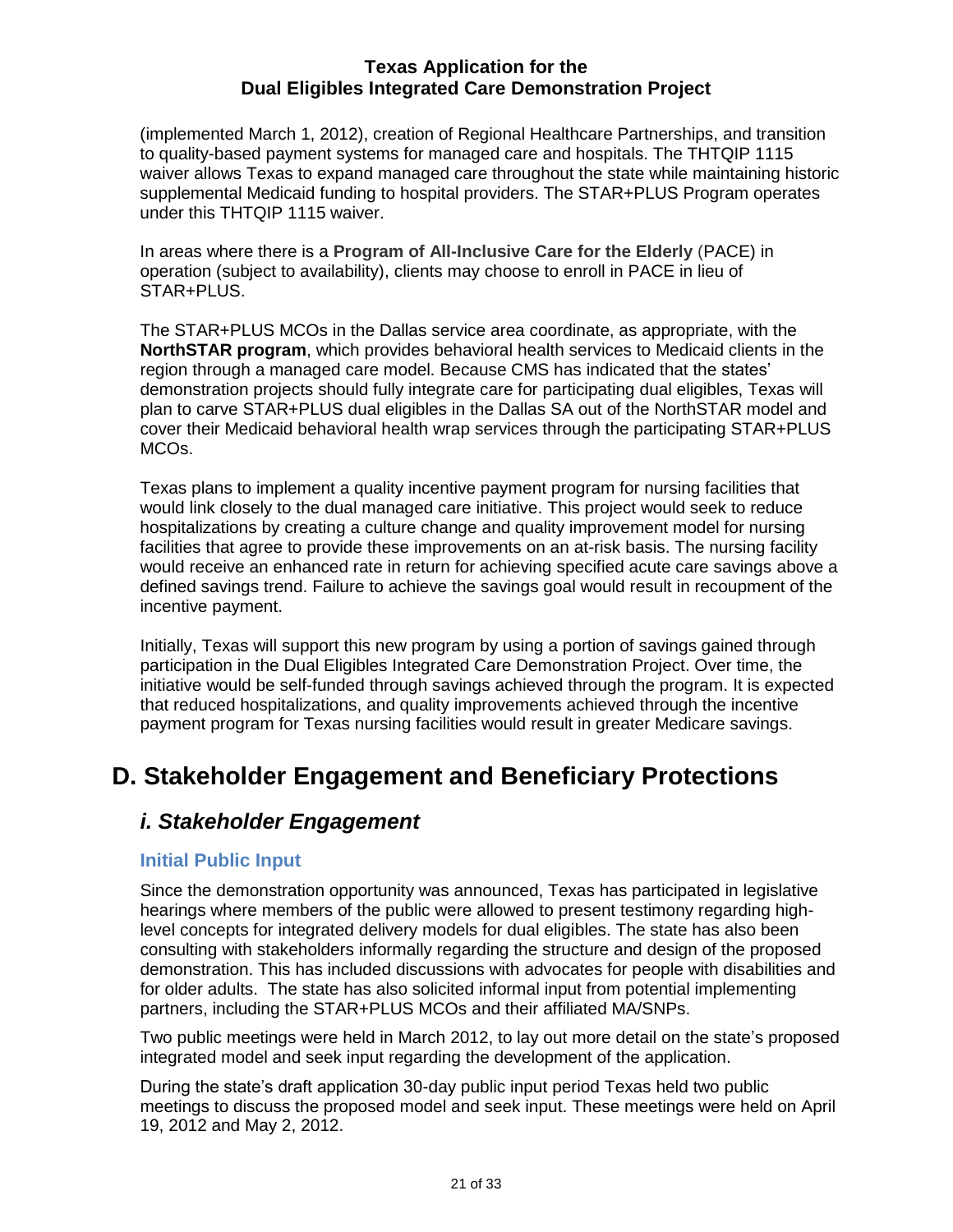(implemented March 1, 2012), creation of Regional Healthcare Partnerships, and transition to quality-based payment systems for managed care and hospitals. The THTQIP 1115 waiver allows Texas to expand managed care throughout the state while maintaining historic supplemental Medicaid funding to hospital providers. The STAR+PLUS Program operates under this THTQIP 1115 waiver.

In areas where there is a **Program of All-Inclusive Care for the Elderly** (PACE) in operation (subject to availability), clients may choose to enroll in PACE in lieu of STAR+PLUS.

The STAR+PLUS MCOs in the Dallas service area coordinate, as appropriate, with the **NorthSTAR program**, which provides behavioral health services to Medicaid clients in the region through a managed care model. Because CMS has indicated that the states' demonstration projects should fully integrate care for participating dual eligibles, Texas will plan to carve STAR+PLUS dual eligibles in the Dallas SA out of the NorthSTAR model and cover their Medicaid behavioral health wrap services through the participating STAR+PLUS MCOs.

Texas plans to implement a quality incentive payment program for nursing facilities that would link closely to the dual managed care initiative. This project would seek to reduce hospitalizations by creating a culture change and quality improvement model for nursing facilities that agree to provide these improvements on an at-risk basis. The nursing facility would receive an enhanced rate in return for achieving specified acute care savings above a defined savings trend. Failure to achieve the savings goal would result in recoupment of the incentive payment.

Initially, Texas will support this new program by using a portion of savings gained through participation in the Dual Eligibles Integrated Care Demonstration Project. Over time, the initiative would be self-funded through savings achieved through the program. It is expected that reduced hospitalizations, and quality improvements achieved through the incentive payment program for Texas nursing facilities would result in greater Medicare savings.

# D. Stakeholder Engagement and Beneficiary Protections

## *i. Stakeholder Engagement*

### Initial Public Input

Since the demonstration opportunity was announced, Texas has participated in legislative hearings where members of the public were allowed to present testimony regarding high-level concepts for integrated delivery models for dual eligibles. The state has also been consulting with stakeholders informally regarding the structure and design of the proposed demonstration. This has included discussions with advocates for people with disabilities and for older adults. The state has also solicited informal input from potential implementing partners, including the STAR+PLUS MCOs and their affiliated MA/SNPs.

Two public meetings were held in March 2012, to lay out more detail on the state's proposed integrated model and seek input regarding the development of the application.

During the state's draft application 30-day public input period Texas held two public meetings to discuss the proposed model and seek input. These meetings were held on April 19, 2012 and May 2, 2012.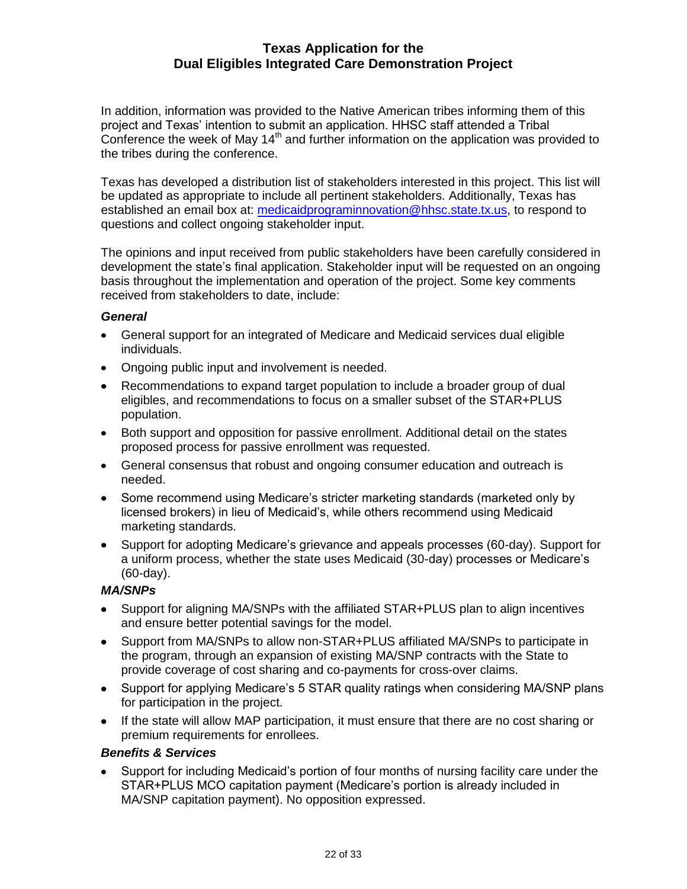In addition, information was provided to the Native American tribes informing them of this project and Texas' intention to submit an application. HHSC staff attended a Tribal Conference the week of May 14th and further information on the application was provided to the tribes during the conference.

Texas has developed a distribution list of stakeholders interested in this project. This list will be updated as appropriate to include all pertinent stakeholders. Additionally, Texas has established an email box at: [medicaidprograminnovation@hhsc.state.tx.us](mailto:medicaidprograminnovation@hhsc.state.tx.us), to respond to questions and collect ongoing stakeholder input.

The opinions and input received from public stakeholders have been carefully considered in development the state's final application. Stakeholder input will be requested on an ongoing basis throughout the implementation and operation of the project. Some key comments received from stakeholders to date, include:

***General***

- General support for an integrated of Medicare and Medicaid services dual eligible individuals.
- Ongoing public input and involvement is needed.
- Recommendations to expand target population to include a broader group of dual eligibles, and recommendations to focus on a smaller subset of the STAR+PLUS population.
- Both support and opposition for passive enrollment. Additional detail on the states proposed process for passive enrollment was requested.
- General consensus that robust and ongoing consumer education and outreach is needed.
- Some recommend using Medicare's stricter marketing standards (marketed only by licensed brokers) in lieu of Medicaid's, while others recommend using Medicaid marketing standards.
- Support for adopting Medicare's grievance and appeals processes (60-day). Support for a uniform process, whether the state uses Medicaid (30-day) processes or Medicare's (60-day).

***MA/SNPs***

- Support for aligning MA/SNPs with the affiliated STAR+PLUS plan to align incentives and ensure better potential savings for the model.
- Support from MA/SNPs to allow non-STAR+PLUS affiliated MA/SNPs to participate in the program, through an expansion of existing MA/SNP contracts with the State to provide coverage of cost sharing and co-payments for cross-over claims.
- Support for applying Medicare's 5 STAR quality ratings when considering MA/SNP plans for participation in the project.
- If the state will allow MAP participation, it must ensure that there are no cost sharing or premium requirements for enrollees.

***Benefits & Services***

- Support for including Medicaid's portion of four months of nursing facility care under the STAR+PLUS MCO capitation payment (Medicare's portion is already included in MA/SNP capitation payment). No opposition expressed.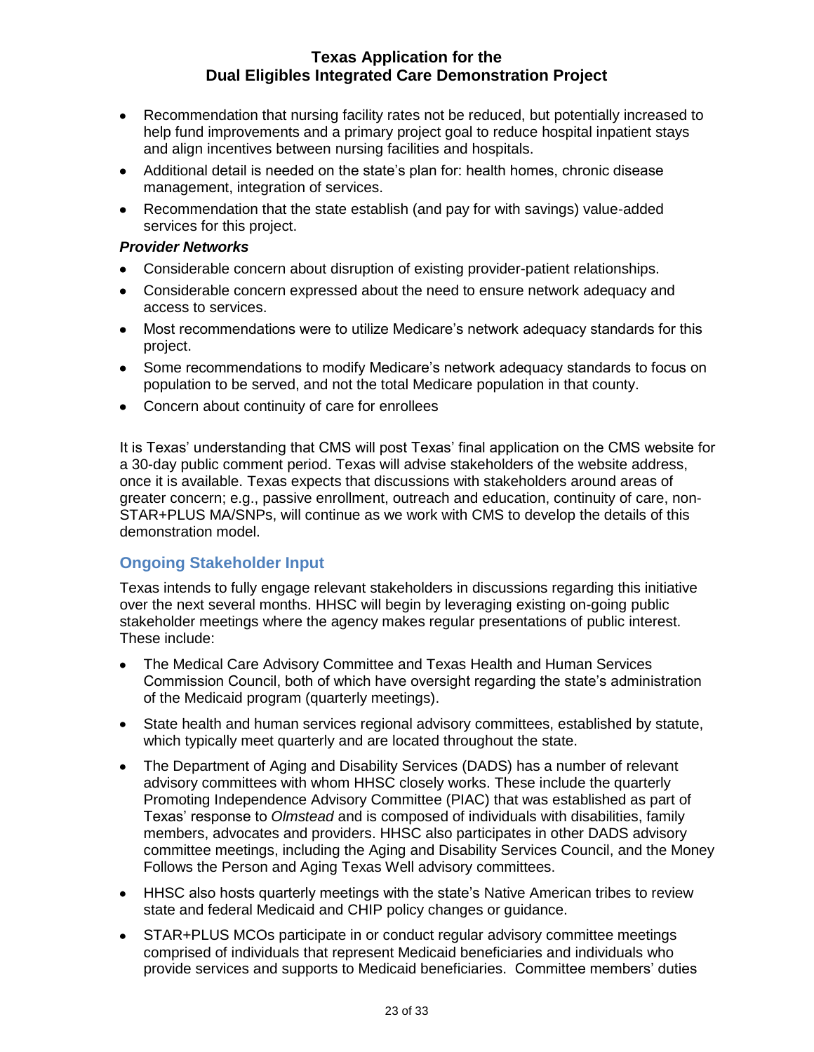- Recommendation that nursing facility rates not be reduced, but potentially increased to help fund improvements and a primary project goal to reduce hospital inpatient stays and align incentives between nursing facilities and hospitals.
- Additional detail is needed on the state's plan for: health homes, chronic disease management, integration of services.
- Recommendation that the state establish (and pay for with savings) value-added services for this project.

***Provider Networks***

- Considerable concern about disruption of existing provider-patient relationships.
- Considerable concern expressed about the need to ensure network adequacy and access to services.
- Most recommendations were to utilize Medicare's network adequacy standards for this project.
- Some recommendations to modify Medicare's network adequacy standards to focus on population to be served, and not the total Medicare population in that county.
- Concern about continuity of care for enrollees

It is Texas' understanding that CMS will post Texas' final application on the CMS website for a 30-day public comment period. Texas will advise stakeholders of the website address, once it is available. Texas expects that discussions with stakeholders around areas of greater concern; e.g., passive enrollment, outreach and education, continuity of care, non-STAR+PLUS MA/SNPs, will continue as we work with CMS to develop the details of this demonstration model.

## Ongoing Stakeholder Input

Texas intends to fully engage relevant stakeholders in discussions regarding this initiative over the next several months. HHSC will begin by leveraging existing on-going public stakeholder meetings where the agency makes regular presentations of public interest. These include:

- The Medical Care Advisory Committee and Texas Health and Human Services Commission Council, both of which have oversight regarding the state's administration of the Medicaid program (quarterly meetings).
- State health and human services regional advisory committees, established by statute, which typically meet quarterly and are located throughout the state.
- The Department of Aging and Disability Services (DADS) has a number of relevant advisory committees with whom HHSC closely works. These include the quarterly Promoting Independence Advisory Committee (PIAC) that was established as part of Texas' response to *Olmstead* and is composed of individuals with disabilities, family members, advocates and providers. HHSC also participates in other DADS advisory committee meetings, including the Aging and Disability Services Council, and the Money Follows the Person and Aging Texas Well advisory committees.
- HHSC also hosts quarterly meetings with the state's Native American tribes to review state and federal Medicaid and CHIP policy changes or guidance.
- STAR+PLUS MCOs participate in or conduct regular advisory committee meetings comprised of individuals that represent Medicaid beneficiaries and individuals who provide services and supports to Medicaid beneficiaries. Committee members' duties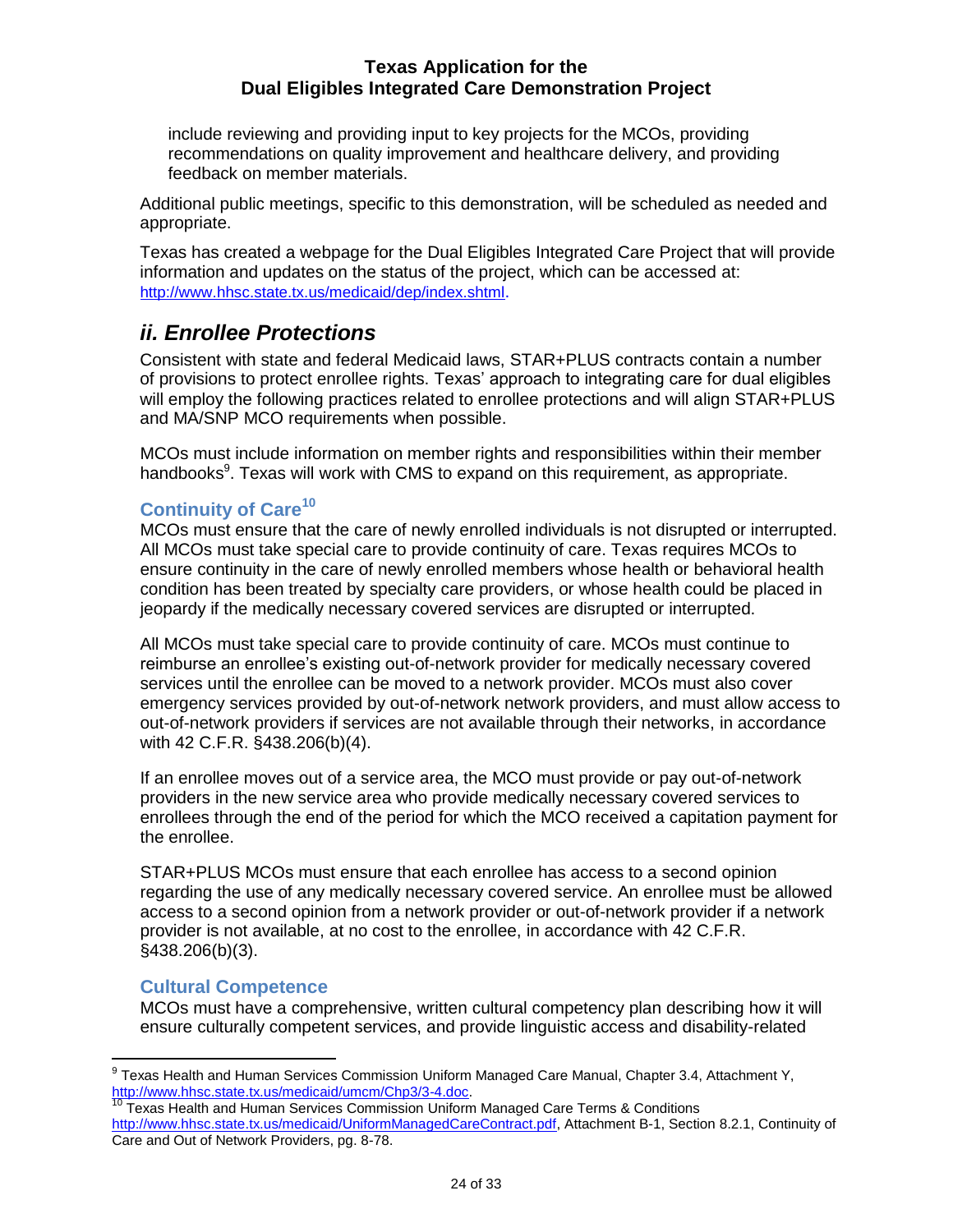include reviewing and providing input to key projects for the MCOs, providing recommendations on quality improvement and healthcare delivery, and providing feedback on member materials.

Additional public meetings, specific to this demonstration, will be scheduled as needed and appropriate.

Texas has created a webpage for the Dual Eligibles Integrated Care Project that will provide information and updates on the status of the project, which can be accessed at: http://www.hhsc.state.tx.us/medicaid/dep/index.shtml.

## *ii. Enrollee Protections*

Consistent with state and federal Medicaid laws, STAR+PLUS contracts contain a number of provisions to protect enrollee rights. Texas' approach to integrating care for dual eligibles will employ the following practices related to enrollee protections and will align STAR+PLUS and MA/SNP MCO requirements when possible.

MCOs must include information on member rights and responsibilities within their member handbooks[9]. Texas will work with CMS to expand on this requirement, as appropriate.

### Continuity of Care[10]

MCOs must ensure that the care of newly enrolled individuals is not disrupted or interrupted. All MCOs must take special care to provide continuity of care. Texas requires MCOs to ensure continuity in the care of newly enrolled members whose health or behavioral health condition has been treated by specialty care providers, or whose health could be placed in jeopardy if the medically necessary covered services are disrupted or interrupted.

All MCOs must take special care to provide continuity of care. MCOs must continue to reimburse an enrollee's existing out-of-network provider for medically necessary covered services until the enrollee can be moved to a network provider. MCOs must also cover emergency services provided by out-of-network network providers, and must allow access to out-of-network providers if services are not available through their networks, in accordance with 42 C.F.R. §438.206(b)(4).

If an enrollee moves out of a service area, the MCO must provide or pay out-of-network providers in the new service area who provide medically necessary covered services to enrollees through the end of the period for which the MCO received a capitation payment for the enrollee.

STAR+PLUS MCOs must ensure that each enrollee has access to a second opinion regarding the use of any medically necessary covered service. An enrollee must be allowed access to a second opinion from a network provider or out-of-network provider if a network provider is not available, at no cost to the enrollee, in accordance with 42 C.F.R. §438.206(b)(3).

### Cultural Competence

MCOs must have a comprehensive, written cultural competency plan describing how it will ensure culturally competent services, and provide linguistic access and disability-related

---

[9] Texas Health and Human Services Commission Uniform Managed Care Manual, Chapter 3.4, Attachment Y, http://www.hhsc.state.tx.us/medicaid/umcm/Chp3/3-4.doc.

[10] Texas Health and Human Services Commission Uniform Managed Care Terms & Conditions http://www.hhsc.state.tx.us/medicaid/UniformManagedCareContract.pdf, Attachment B-1, Section 8.2.1, Continuity of Care and Out of Network Providers, pg. 8-78.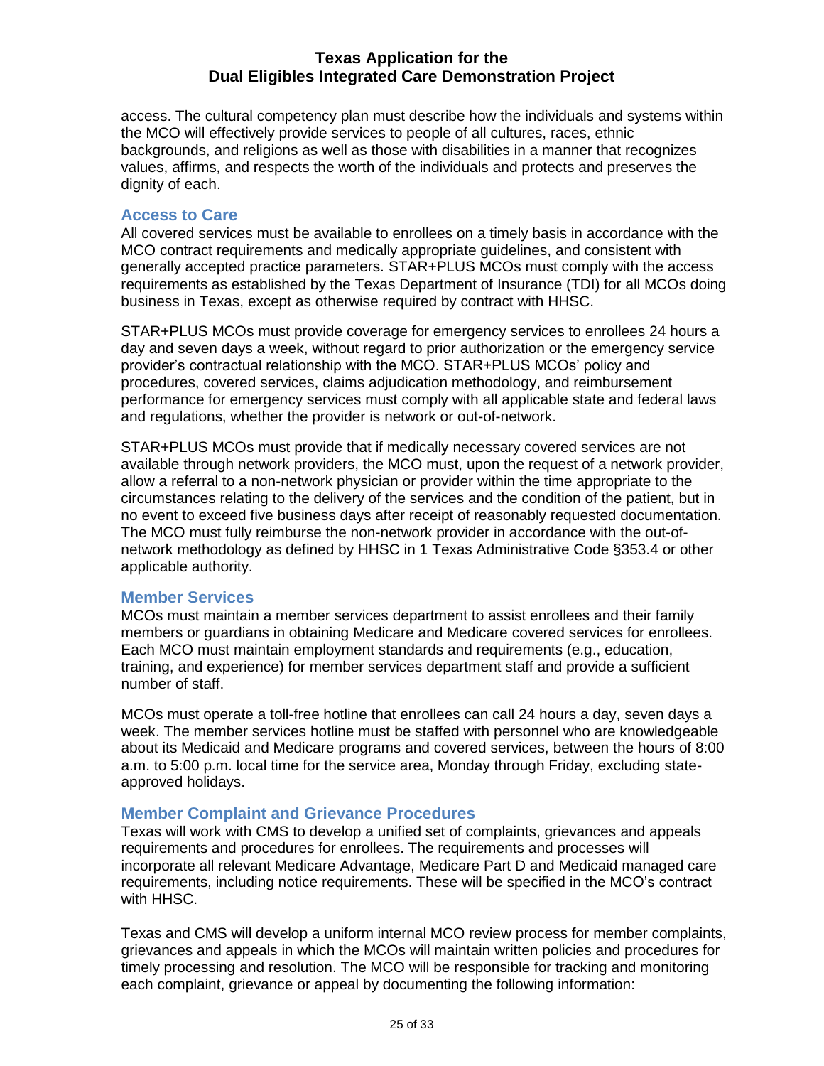access. The cultural competency plan must describe how the individuals and systems within the MCO will effectively provide services to people of all cultures, races, ethnic backgrounds, and religions as well as those with disabilities in a manner that recognizes values, affirms, and respects the worth of the individuals and protects and preserves the dignity of each.

### Access to Care

All covered services must be available to enrollees on a timely basis in accordance with the MCO contract requirements and medically appropriate guidelines, and consistent with generally accepted practice parameters. STAR+PLUS MCOs must comply with the access requirements as established by the Texas Department of Insurance (TDI) for all MCOs doing business in Texas, except as otherwise required by contract with HHSC.

STAR+PLUS MCOs must provide coverage for emergency services to enrollees 24 hours a day and seven days a week, without regard to prior authorization or the emergency service provider's contractual relationship with the MCO. STAR+PLUS MCOs' policy and procedures, covered services, claims adjudication methodology, and reimbursement performance for emergency services must comply with all applicable state and federal laws and regulations, whether the provider is network or out-of-network.

STAR+PLUS MCOs must provide that if medically necessary covered services are not available through network providers, the MCO must, upon the request of a network provider, allow a referral to a non-network physician or provider within the time appropriate to the circumstances relating to the delivery of the services and the condition of the patient, but in no event to exceed five business days after receipt of reasonably requested documentation. The MCO must fully reimburse the non-network provider in accordance with the out-of-network methodology as defined by HHSC in 1 Texas Administrative Code §353.4 or other applicable authority.

### Member Services

MCOs must maintain a member services department to assist enrollees and their family members or guardians in obtaining Medicare and Medicare covered services for enrollees. Each MCO must maintain employment standards and requirements (e.g., education, training, and experience) for member services department staff and provide a sufficient number of staff.

MCOs must operate a toll-free hotline that enrollees can call 24 hours a day, seven days a week. The member services hotline must be staffed with personnel who are knowledgeable about its Medicaid and Medicare programs and covered services, between the hours of 8:00 a.m. to 5:00 p.m. local time for the service area, Monday through Friday, excluding state-approved holidays.

### Member Complaint and Grievance Procedures

Texas will work with CMS to develop a unified set of complaints, grievances and appeals requirements and procedures for enrollees. The requirements and processes will incorporate all relevant Medicare Advantage, Medicare Part D and Medicaid managed care requirements, including notice requirements. These will be specified in the MCO's contract with HHSC.

Texas and CMS will develop a uniform internal MCO review process for member complaints, grievances and appeals in which the MCOs will maintain written policies and procedures for timely processing and resolution. The MCO will be responsible for tracking and monitoring each complaint, grievance or appeal by documenting the following information: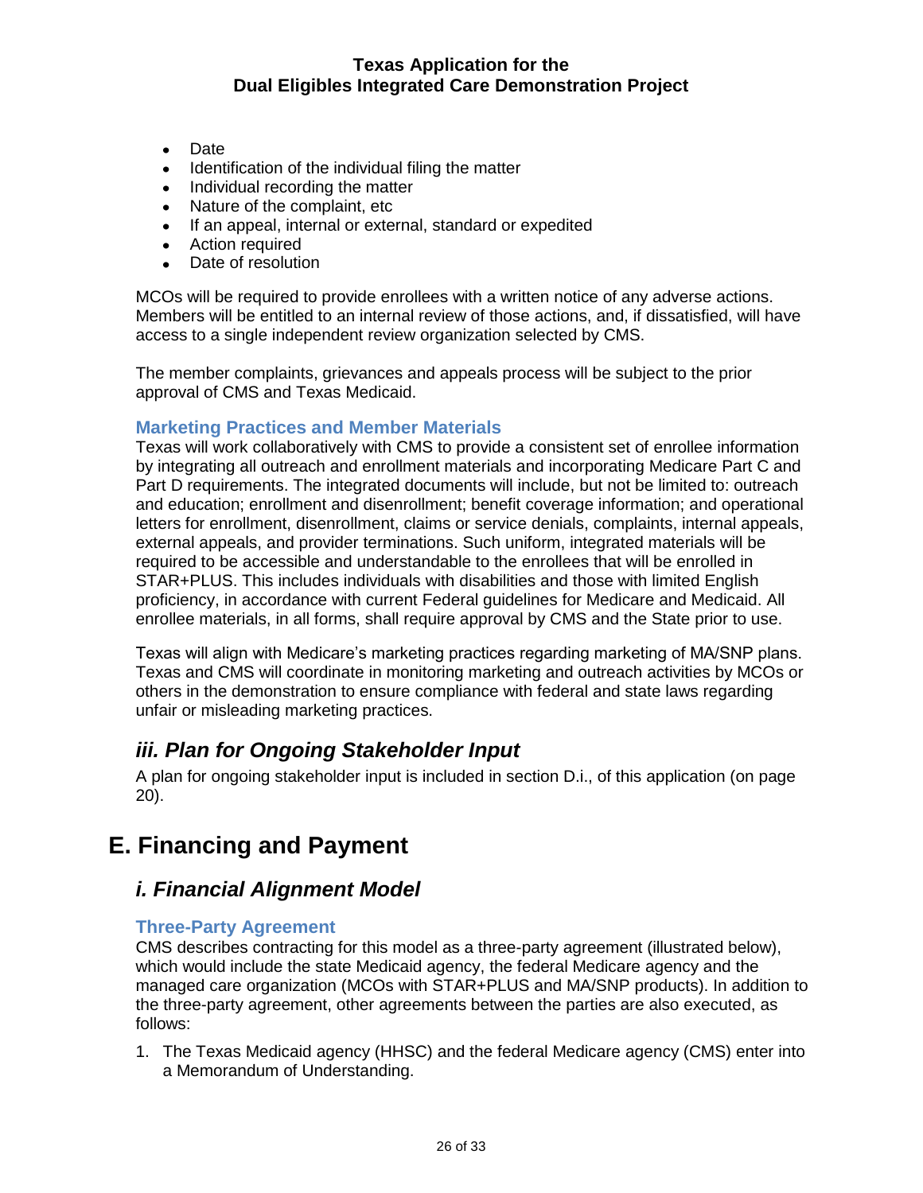- Date
- Identification of the individual filing the matter
- Individual recording the matter
- Nature of the complaint, etc
- If an appeal, internal or external, standard or expedited
- Action required
- Date of resolution

MCOs will be required to provide enrollees with a written notice of any adverse actions. Members will be entitled to an internal review of those actions, and, if dissatisfied, will have access to a single independent review organization selected by CMS.

The member complaints, grievances and appeals process will be subject to the prior approval of CMS and Texas Medicaid.

### Marketing Practices and Member Materials

Texas will work collaboratively with CMS to provide a consistent set of enrollee information by integrating all outreach and enrollment materials and incorporating Medicare Part C and Part D requirements. The integrated documents will include, but not be limited to: outreach and education; enrollment and disenrollment; benefit coverage information; and operational letters for enrollment, disenrollment, claims or service denials, complaints, internal appeals, external appeals, and provider terminations. Such uniform, integrated materials will be required to be accessible and understandable to the enrollees that will be enrolled in STAR+PLUS. This includes individuals with disabilities and those with limited English proficiency, in accordance with current Federal guidelines for Medicare and Medicaid. All enrollee materials, in all forms, shall require approval by CMS and the State prior to use.

Texas will align with Medicare's marketing practices regarding marketing of MA/SNP plans. Texas and CMS will coordinate in monitoring marketing and outreach activities by MCOs or others in the demonstration to ensure compliance with federal and state laws regarding unfair or misleading marketing practices.

## *iii. Plan for Ongoing Stakeholder Input*

A plan for ongoing stakeholder input is included in section D.i., of this application (on page 20).

# E. Financing and Payment

## *i. Financial Alignment Model*

### Three-Party Agreement

CMS describes contracting for this model as a three-party agreement (illustrated below), which would include the state Medicaid agency, the federal Medicare agency and the managed care organization (MCOs with STAR+PLUS and MA/SNP products). In addition to the three-party agreement, other agreements between the parties are also executed, as follows:

1. The Texas Medicaid agency (HHSC) and the federal Medicare agency (CMS) enter into a Memorandum of Understanding.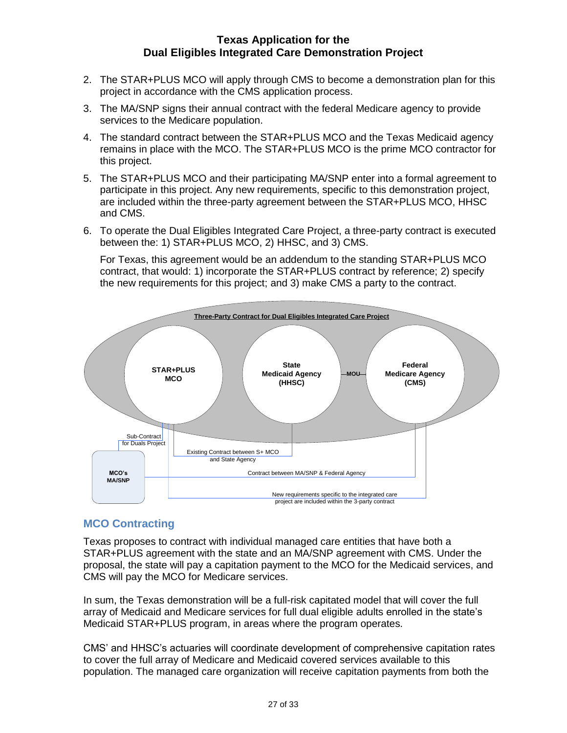2. The STAR+PLUS MCO will apply through CMS to become a demonstration plan for this project in accordance with the CMS application process.
3. The MA/SNP signs their annual contract with the federal Medicare agency to provide services to the Medicare population.
4. The standard contract between the STAR+PLUS MCO and the Texas Medicaid agency remains in place with the MCO. The STAR+PLUS MCO is the prime MCO contractor for this project.
5. The STAR+PLUS MCO and their participating MA/SNP enter into a formal agreement to participate in this project. Any new requirements, specific to this demonstration project, are included within the three-party agreement between the STAR+PLUS MCO, HHSC and CMS.
6. To operate the Dual Eligibles Integrated Care Project, a three-party contract is executed between the: 1) STAR+PLUS MCO, 2) HHSC, and 3) CMS.

   For Texas, this agreement would be an addendum to the standing STAR+PLUS MCO contract, that would: 1) incorporate the STAR+PLUS contract by reference; 2) specify the new requirements for this project; and 3) make CMS a party to the contract.

Three-Party Contract for Dual Eligibles Integrated Care Project

STAR+PLUS MCO | State Medicaid Agency (HHSC) | MOU | Federal Medicare Agency (CMS)

Sub-Contract for Duals Project

MCO's MA/SNP

Existing Contract between S+ MCO and State Agency

Contract between MA/SNP & Federal Agency

New requirements specific to the integrated care project are included within the 3-party contract

## MCO Contracting

Texas proposes to contract with individual managed care entities that have both a STAR+PLUS agreement with the state and an MA/SNP agreement with CMS. Under the proposal, the state will pay a capitation payment to the MCO for the Medicaid services, and CMS will pay the MCO for Medicare services.

In sum, the Texas demonstration will be a full-risk capitated model that will cover the full array of Medicaid and Medicare services for full dual eligible adults enrolled in the state's Medicaid STAR+PLUS program, in areas where the program operates.

CMS' and HHSC's actuaries will coordinate development of comprehensive capitation rates to cover the full array of Medicare and Medicaid covered services available to this population. The managed care organization will receive capitation payments from both the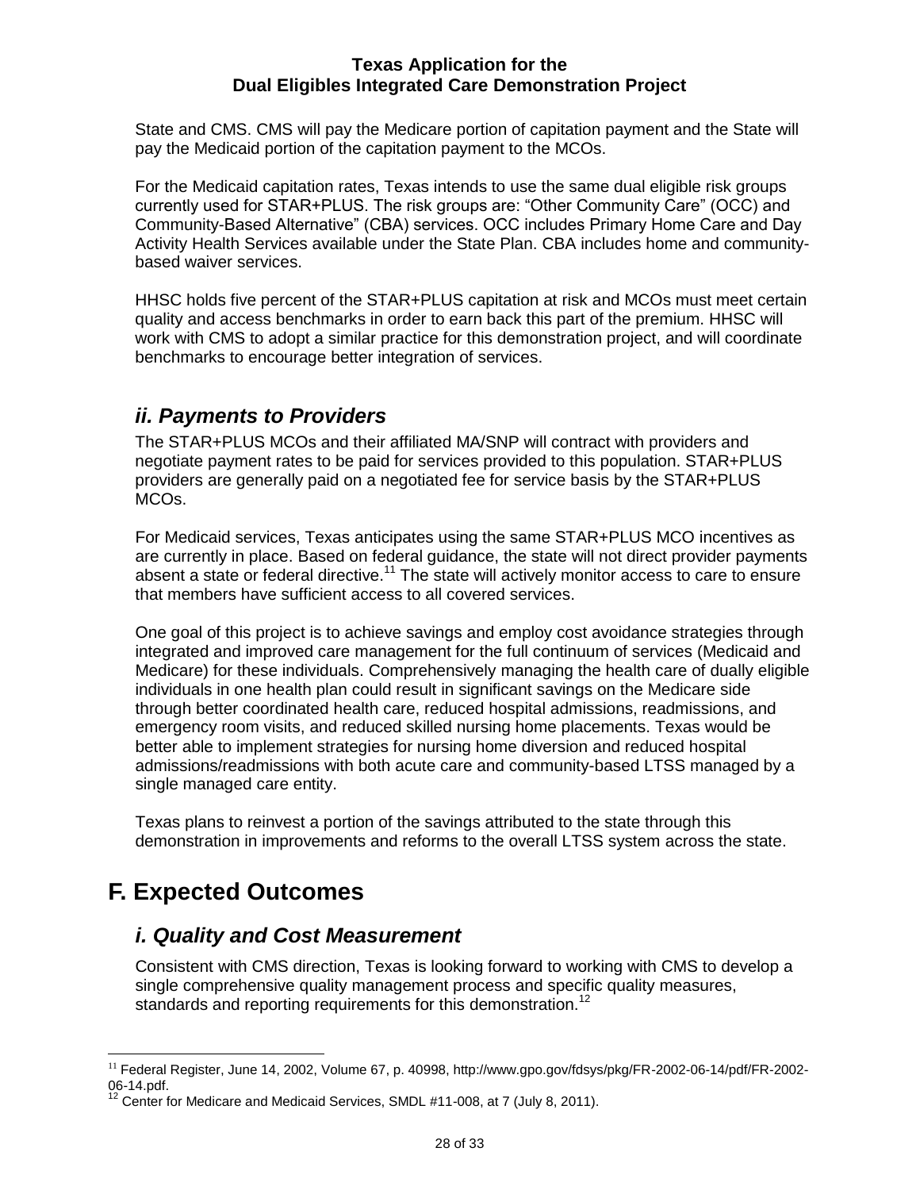State and CMS. CMS will pay the Medicare portion of capitation payment and the State will pay the Medicaid portion of the capitation payment to the MCOs.

For the Medicaid capitation rates, Texas intends to use the same dual eligible risk groups currently used for STAR+PLUS. The risk groups are: "Other Community Care" (OCC) and Community-Based Alternative" (CBA) services. OCC includes Primary Home Care and Day Activity Health Services available under the State Plan. CBA includes home and community-based waiver services.

HHSC holds five percent of the STAR+PLUS capitation at risk and MCOs must meet certain quality and access benchmarks in order to earn back this part of the premium. HHSC will work with CMS to adopt a similar practice for this demonstration project, and will coordinate benchmarks to encourage better integration of services.

## *ii. Payments to Providers*

The STAR+PLUS MCOs and their affiliated MA/SNP will contract with providers and negotiate payment rates to be paid for services provided to this population. STAR+PLUS providers are generally paid on a negotiated fee for service basis by the STAR+PLUS MCOs.

For Medicaid services, Texas anticipates using the same STAR+PLUS MCO incentives as are currently in place. Based on federal guidance, the state will not direct provider payments absent a state or federal directive.[11] The state will actively monitor access to care to ensure that members have sufficient access to all covered services.

One goal of this project is to achieve savings and employ cost avoidance strategies through integrated and improved care management for the full continuum of services (Medicaid and Medicare) for these individuals. Comprehensively managing the health care of dually eligible individuals in one health plan could result in significant savings on the Medicare side through better coordinated health care, reduced hospital admissions, readmissions, and emergency room visits, and reduced skilled nursing home placements. Texas would be better able to implement strategies for nursing home diversion and reduced hospital admissions/readmissions with both acute care and community-based LTSS managed by a single managed care entity.

Texas plans to reinvest a portion of the savings attributed to the state through this demonstration in improvements and reforms to the overall LTSS system across the state.

# F. Expected Outcomes

## *i. Quality and Cost Measurement*

Consistent with CMS direction, Texas is looking forward to working with CMS to develop a single comprehensive quality management process and specific quality measures, standards and reporting requirements for this demonstration.[12]

---

[11] Federal Register, June 14, 2002, Volume 67, p. 40998, http://www.gpo.gov/fdsys/pkg/FR-2002-06-14/pdf/FR-2002-06-14.pdf.

[12] Center for Medicare and Medicaid Services, SMDL #11-008, at 7 (July 8, 2011).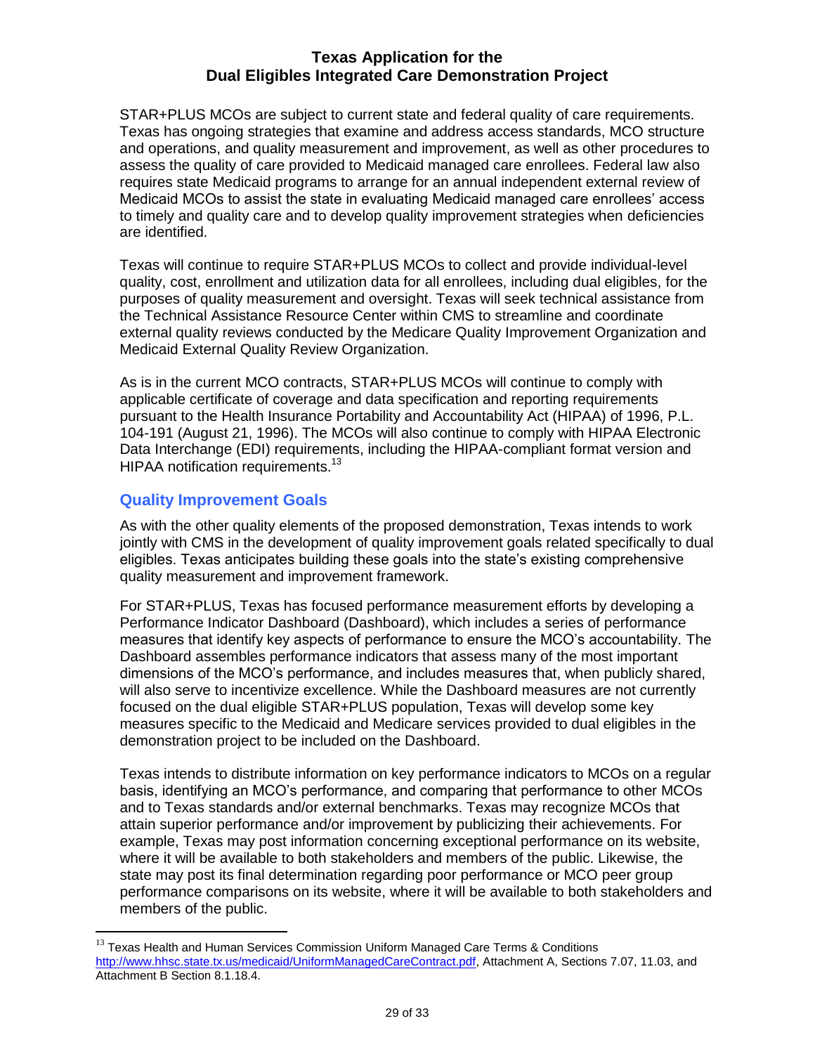STAR+PLUS MCOs are subject to current state and federal quality of care requirements. Texas has ongoing strategies that examine and address access standards, MCO structure and operations, and quality measurement and improvement, as well as other procedures to assess the quality of care provided to Medicaid managed care enrollees. Federal law also requires state Medicaid programs to arrange for an annual independent external review of Medicaid MCOs to assist the state in evaluating Medicaid managed care enrollees' access to timely and quality care and to develop quality improvement strategies when deficiencies are identified.

Texas will continue to require STAR+PLUS MCOs to collect and provide individual-level quality, cost, enrollment and utilization data for all enrollees, including dual eligibles, for the purposes of quality measurement and oversight. Texas will seek technical assistance from the Technical Assistance Resource Center within CMS to streamline and coordinate external quality reviews conducted by the Medicare Quality Improvement Organization and Medicaid External Quality Review Organization.

As is in the current MCO contracts, STAR+PLUS MCOs will continue to comply with applicable certificate of coverage and data specification and reporting requirements pursuant to the Health Insurance Portability and Accountability Act (HIPAA) of 1996, P.L. 104-191 (August 21, 1996). The MCOs will also continue to comply with HIPAA Electronic Data Interchange (EDI) requirements, including the HIPAA-compliant format version and HIPAA notification requirements.[13]

## Quality Improvement Goals

As with the other quality elements of the proposed demonstration, Texas intends to work jointly with CMS in the development of quality improvement goals related specifically to dual eligibles. Texas anticipates building these goals into the state's existing comprehensive quality measurement and improvement framework.

For STAR+PLUS, Texas has focused performance measurement efforts by developing a Performance Indicator Dashboard (Dashboard), which includes a series of performance measures that identify key aspects of performance to ensure the MCO's accountability. The Dashboard assembles performance indicators that assess many of the most important dimensions of the MCO's performance, and includes measures that, when publicly shared, will also serve to incentivize excellence. While the Dashboard measures are not currently focused on the dual eligible STAR+PLUS population, Texas will develop some key measures specific to the Medicaid and Medicare services provided to dual eligibles in the demonstration project to be included on the Dashboard.

Texas intends to distribute information on key performance indicators to MCOs on a regular basis, identifying an MCO's performance, and comparing that performance to other MCOs and to Texas standards and/or external benchmarks. Texas may recognize MCOs that attain superior performance and/or improvement by publicizing their achievements. For example, Texas may post information concerning exceptional performance on its website, where it will be available to both stakeholders and members of the public. Likewise, the state may post its final determination regarding poor performance or MCO peer group performance comparisons on its website, where it will be available to both stakeholders and members of the public.

---

[13] Texas Health and Human Services Commission Uniform Managed Care Terms & Conditions http://www.hhsc.state.tx.us/medicaid/UniformManagedCareContract.pdf, Attachment A, Sections 7.07, 11.03, and Attachment B Section 8.1.18.4.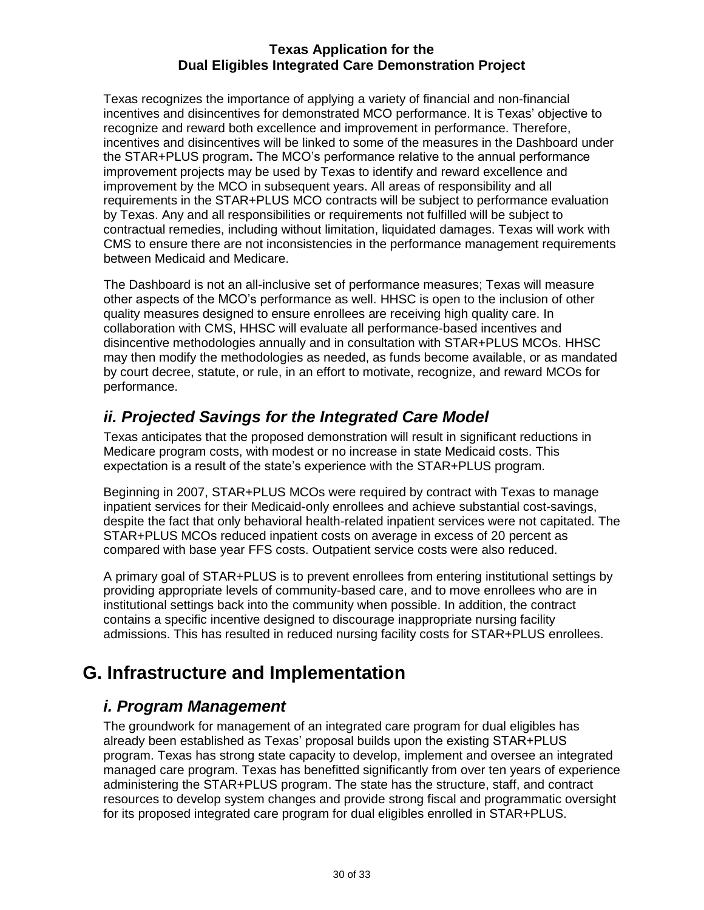Texas recognizes the importance of applying a variety of financial and non-financial incentives and disincentives for demonstrated MCO performance. It is Texas' objective to recognize and reward both excellence and improvement in performance. Therefore, incentives and disincentives will be linked to some of the measures in the Dashboard under the STAR+PLUS program**.** The MCO's performance relative to the annual performance improvement projects may be used by Texas to identify and reward excellence and improvement by the MCO in subsequent years. All areas of responsibility and all requirements in the STAR+PLUS MCO contracts will be subject to performance evaluation by Texas. Any and all responsibilities or requirements not fulfilled will be subject to contractual remedies, including without limitation, liquidated damages. Texas will work with CMS to ensure there are not inconsistencies in the performance management requirements between Medicaid and Medicare.

The Dashboard is not an all-inclusive set of performance measures; Texas will measure other aspects of the MCO's performance as well. HHSC is open to the inclusion of other quality measures designed to ensure enrollees are receiving high quality care. In collaboration with CMS, HHSC will evaluate all performance-based incentives and disincentive methodologies annually and in consultation with STAR+PLUS MCOs. HHSC may then modify the methodologies as needed, as funds become available, or as mandated by court decree, statute, or rule, in an effort to motivate, recognize, and reward MCOs for performance.

### *ii. Projected Savings for the Integrated Care Model*

Texas anticipates that the proposed demonstration will result in significant reductions in Medicare program costs, with modest or no increase in state Medicaid costs. This expectation is a result of the state's experience with the STAR+PLUS program.

Beginning in 2007, STAR+PLUS MCOs were required by contract with Texas to manage inpatient services for their Medicaid-only enrollees and achieve substantial cost-savings, despite the fact that only behavioral health-related inpatient services were not capitated. The STAR+PLUS MCOs reduced inpatient costs on average in excess of 20 percent as compared with base year FFS costs. Outpatient service costs were also reduced.

A primary goal of STAR+PLUS is to prevent enrollees from entering institutional settings by providing appropriate levels of community-based care, and to move enrollees who are in institutional settings back into the community when possible. In addition, the contract contains a specific incentive designed to discourage inappropriate nursing facility admissions. This has resulted in reduced nursing facility costs for STAR+PLUS enrollees.

## G. Infrastructure and Implementation

### *i. Program Management*

The groundwork for management of an integrated care program for dual eligibles has already been established as Texas' proposal builds upon the existing STAR+PLUS program. Texas has strong state capacity to develop, implement and oversee an integrated managed care program. Texas has benefitted significantly from over ten years of experience administering the STAR+PLUS program. The state has the structure, staff, and contract resources to develop system changes and provide strong fiscal and programmatic oversight for its proposed integrated care program for dual eligibles enrolled in STAR+PLUS.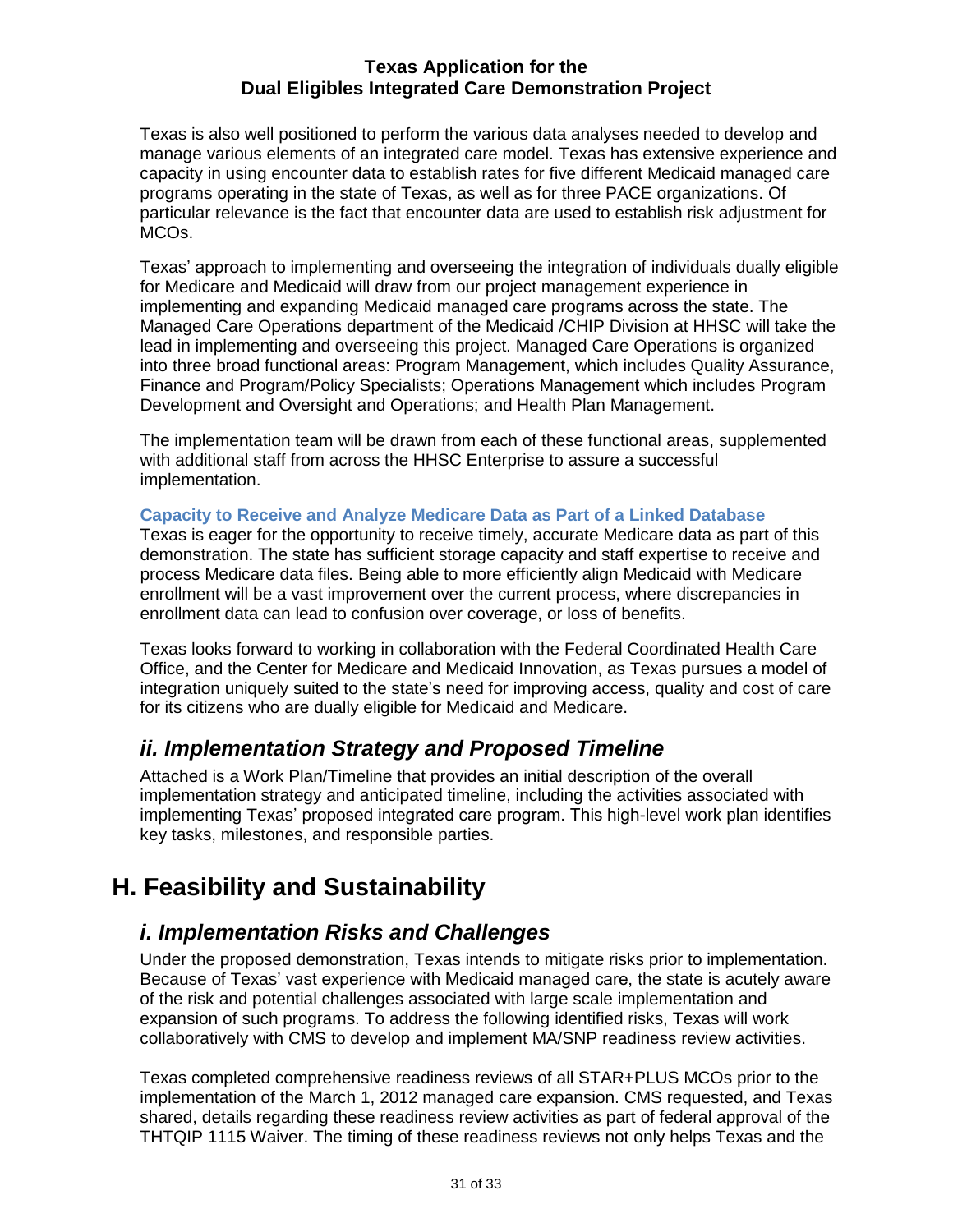Texas is also well positioned to perform the various data analyses needed to develop and manage various elements of an integrated care model. Texas has extensive experience and capacity in using encounter data to establish rates for five different Medicaid managed care programs operating in the state of Texas, as well as for three PACE organizations. Of particular relevance is the fact that encounter data are used to establish risk adjustment for MCOs.

Texas' approach to implementing and overseeing the integration of individuals dually eligible for Medicare and Medicaid will draw from our project management experience in implementing and expanding Medicaid managed care programs across the state. The Managed Care Operations department of the Medicaid /CHIP Division at HHSC will take the lead in implementing and overseeing this project. Managed Care Operations is organized into three broad functional areas: Program Management, which includes Quality Assurance, Finance and Program/Policy Specialists; Operations Management which includes Program Development and Oversight and Operations; and Health Plan Management.

The implementation team will be drawn from each of these functional areas, supplemented with additional staff from across the HHSC Enterprise to assure a successful implementation.

#### Capacity to Receive and Analyze Medicare Data as Part of a Linked Database

Texas is eager for the opportunity to receive timely, accurate Medicare data as part of this demonstration. The state has sufficient storage capacity and staff expertise to receive and process Medicare data files. Being able to more efficiently align Medicaid with Medicare enrollment will be a vast improvement over the current process, where discrepancies in enrollment data can lead to confusion over coverage, or loss of benefits.

Texas looks forward to working in collaboration with the Federal Coordinated Health Care Office, and the Center for Medicare and Medicaid Innovation, as Texas pursues a model of integration uniquely suited to the state's need for improving access, quality and cost of care for its citizens who are dually eligible for Medicaid and Medicare.

### *ii. Implementation Strategy and Proposed Timeline*

Attached is a Work Plan/Timeline that provides an initial description of the overall implementation strategy and anticipated timeline, including the activities associated with implementing Texas' proposed integrated care program. This high-level work plan identifies key tasks, milestones, and responsible parties.

## H. Feasibility and Sustainability

### *i. Implementation Risks and Challenges*

Under the proposed demonstration, Texas intends to mitigate risks prior to implementation. Because of Texas' vast experience with Medicaid managed care, the state is acutely aware of the risk and potential challenges associated with large scale implementation and expansion of such programs. To address the following identified risks, Texas will work collaboratively with CMS to develop and implement MA/SNP readiness review activities.

Texas completed comprehensive readiness reviews of all STAR+PLUS MCOs prior to the implementation of the March 1, 2012 managed care expansion. CMS requested, and Texas shared, details regarding these readiness review activities as part of federal approval of the THTQIP 1115 Waiver. The timing of these readiness reviews not only helps Texas and the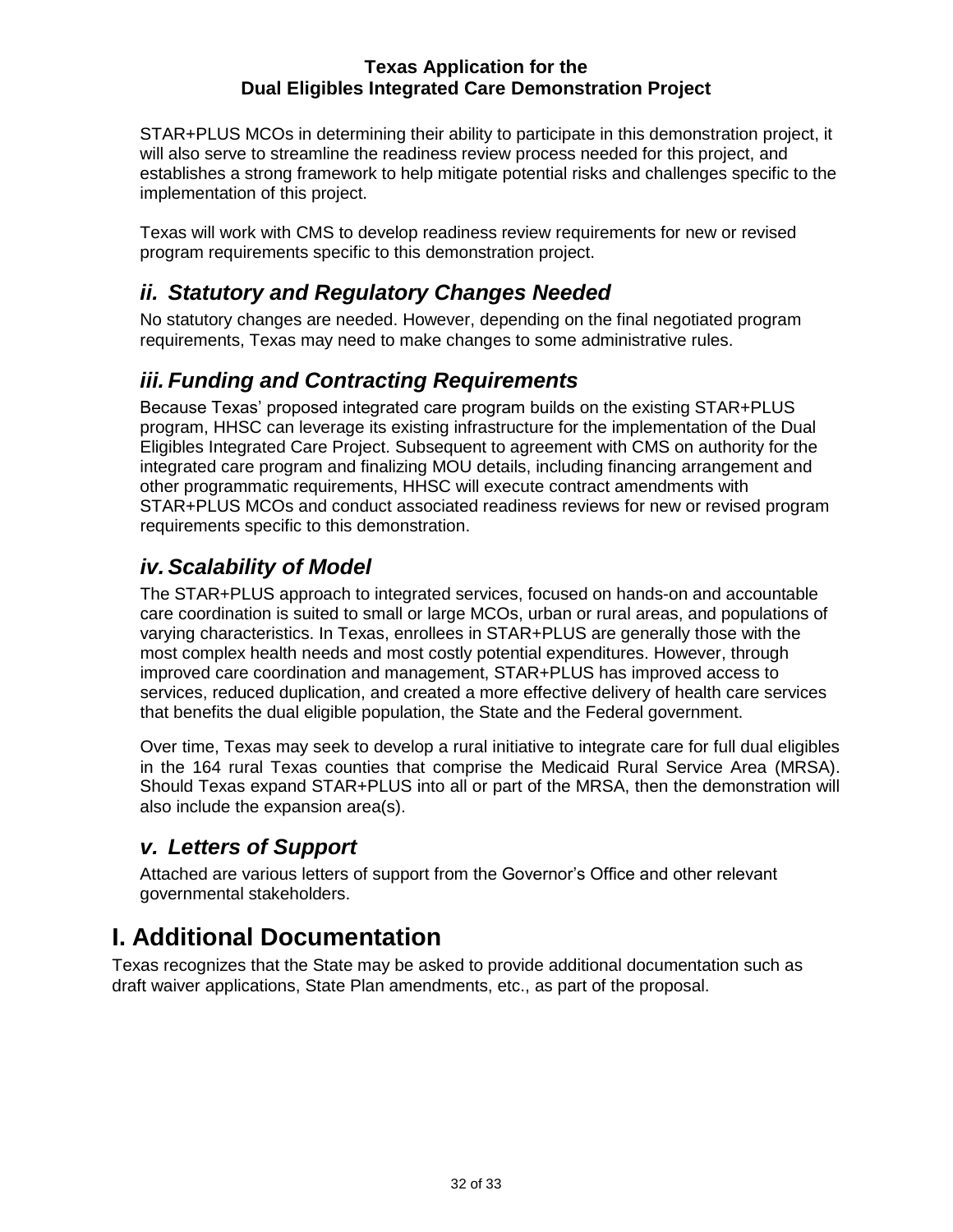STAR+PLUS MCOs in determining their ability to participate in this demonstration project, it will also serve to streamline the readiness review process needed for this project, and establishes a strong framework to help mitigate potential risks and challenges specific to the implementation of this project.

Texas will work with CMS to develop readiness review requirements for new or revised program requirements specific to this demonstration project.

### *ii. Statutory and Regulatory Changes Needed*

No statutory changes are needed. However, depending on the final negotiated program requirements, Texas may need to make changes to some administrative rules.

### *iii. Funding and Contracting Requirements*

Because Texas' proposed integrated care program builds on the existing STAR+PLUS program, HHSC can leverage its existing infrastructure for the implementation of the Dual Eligibles Integrated Care Project. Subsequent to agreement with CMS on authority for the integrated care program and finalizing MOU details, including financing arrangement and other programmatic requirements, HHSC will execute contract amendments with STAR+PLUS MCOs and conduct associated readiness reviews for new or revised program requirements specific to this demonstration.

### *iv. Scalability of Model*

The STAR+PLUS approach to integrated services, focused on hands-on and accountable care coordination is suited to small or large MCOs, urban or rural areas, and populations of varying characteristics. In Texas, enrollees in STAR+PLUS are generally those with the most complex health needs and most costly potential expenditures. However, through improved care coordination and management, STAR+PLUS has improved access to services, reduced duplication, and created a more effective delivery of health care services that benefits the dual eligible population, the State and the Federal government.

Over time, Texas may seek to develop a rural initiative to integrate care for full dual eligibles in the 164 rural Texas counties that comprise the Medicaid Rural Service Area (MRSA). Should Texas expand STAR+PLUS into all or part of the MRSA, then the demonstration will also include the expansion area(s).

### *v. Letters of Support*

Attached are various letters of support from the Governor's Office and other relevant governmental stakeholders.

## I. Additional Documentation

Texas recognizes that the State may be asked to provide additional documentation such as draft waiver applications, State Plan amendments, etc., as part of the proposal.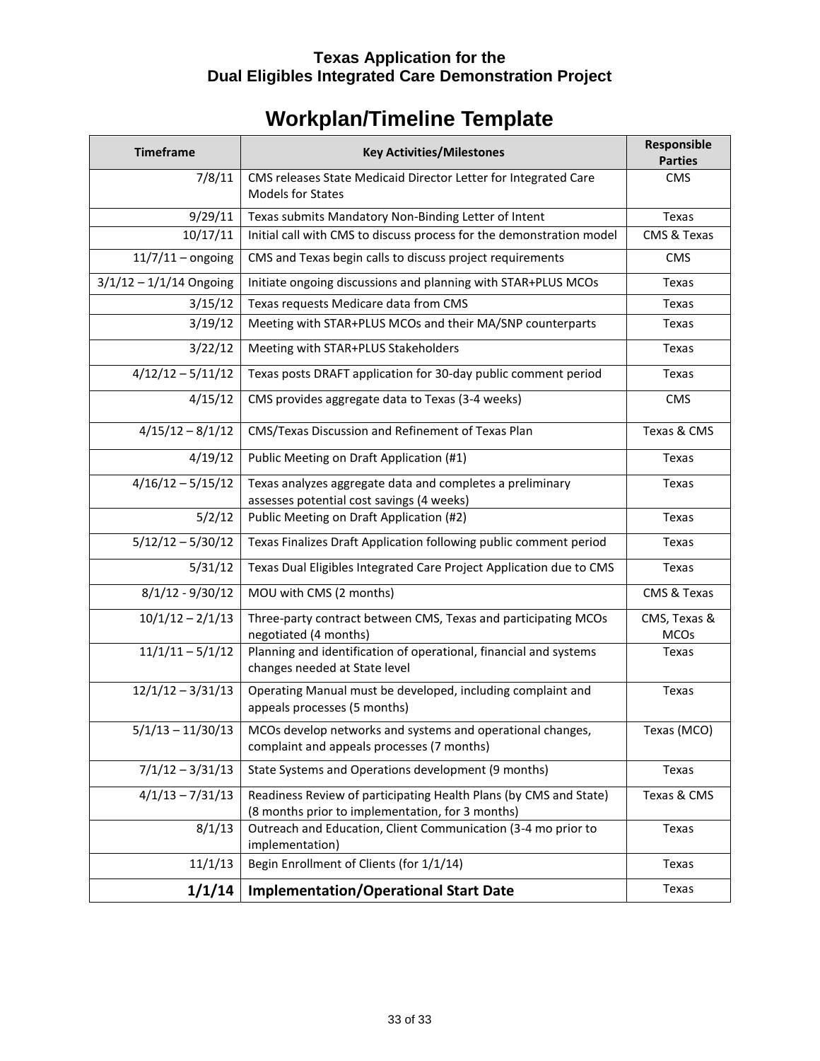**Texas Application for the**
**Dual Eligibles Integrated Care Demonstration Project**

# Workplan/Timeline Template

| Timeframe | Key Activities/Milestones | Responsible Parties |
|---|---|---|
| 7/8/11 | CMS releases State Medicaid Director Letter for Integrated Care Models for States | CMS |
| 9/29/11 | Texas submits Mandatory Non-Binding Letter of Intent | Texas |
| 10/17/11 | Initial call with CMS to discuss process for the demonstration model | CMS & Texas |
| 11/7/11 – ongoing | CMS and Texas begin calls to discuss project requirements | CMS |
| 3/1/12 – 1/1/14 Ongoing | Initiate ongoing discussions and planning with STAR+PLUS MCOs | Texas |
| 3/15/12 | Texas requests Medicare data from CMS | Texas |
| 3/19/12 | Meeting with STAR+PLUS MCOs and their MA/SNP counterparts | Texas |
| 3/22/12 | Meeting with STAR+PLUS Stakeholders | Texas |
| 4/12/12 – 5/11/12 | Texas posts DRAFT application for 30-day public comment period | Texas |
| 4/15/12 | CMS provides aggregate data to Texas (3-4 weeks) | CMS |
| 4/15/12 – 8/1/12 | CMS/Texas Discussion and Refinement of Texas Plan | Texas & CMS |
| 4/19/12 | Public Meeting on Draft Application (#1) | Texas |
| 4/16/12 – 5/15/12 | Texas analyzes aggregate data and completes a preliminary assesses potential cost savings (4 weeks) | Texas |
| 5/2/12 | Public Meeting on Draft Application (#2) | Texas |
| 5/12/12 – 5/30/12 | Texas Finalizes Draft Application following public comment period | Texas |
| 5/31/12 | Texas Dual Eligibles Integrated Care Project Application due to CMS | Texas |
| 8/1/12 - 9/30/12 | MOU with CMS (2 months) | CMS & Texas |
| 10/1/12 – 2/1/13 | Three-party contract between CMS, Texas and participating MCOs negotiated (4 months) | CMS, Texas & MCOs |
| 11/1/11 – 5/1/12 | Planning and identification of operational, financial and systems changes needed at State level | Texas |
| 12/1/12 – 3/31/13 | Operating Manual must be developed, including complaint and appeals processes (5 months) | Texas |
| 5/1/13 – 11/30/13 | MCOs develop networks and systems and operational changes, complaint and appeals processes (7 months) | Texas (MCO) |
| 7/1/12 – 3/31/13 | State Systems and Operations development (9 months) | Texas |
| 4/1/13 – 7/31/13 | Readiness Review of participating Health Plans (by CMS and State) (8 months prior to implementation, for 3 months) | Texas & CMS |
| 8/1/13 | Outreach and Education, Client Communication (3-4 mo prior to implementation) | Texas |
| 11/1/13 | Begin Enrollment of Clients (for 1/1/14) | Texas |
| **1/1/14** | **Implementation/Operational Start Date** | Texas |